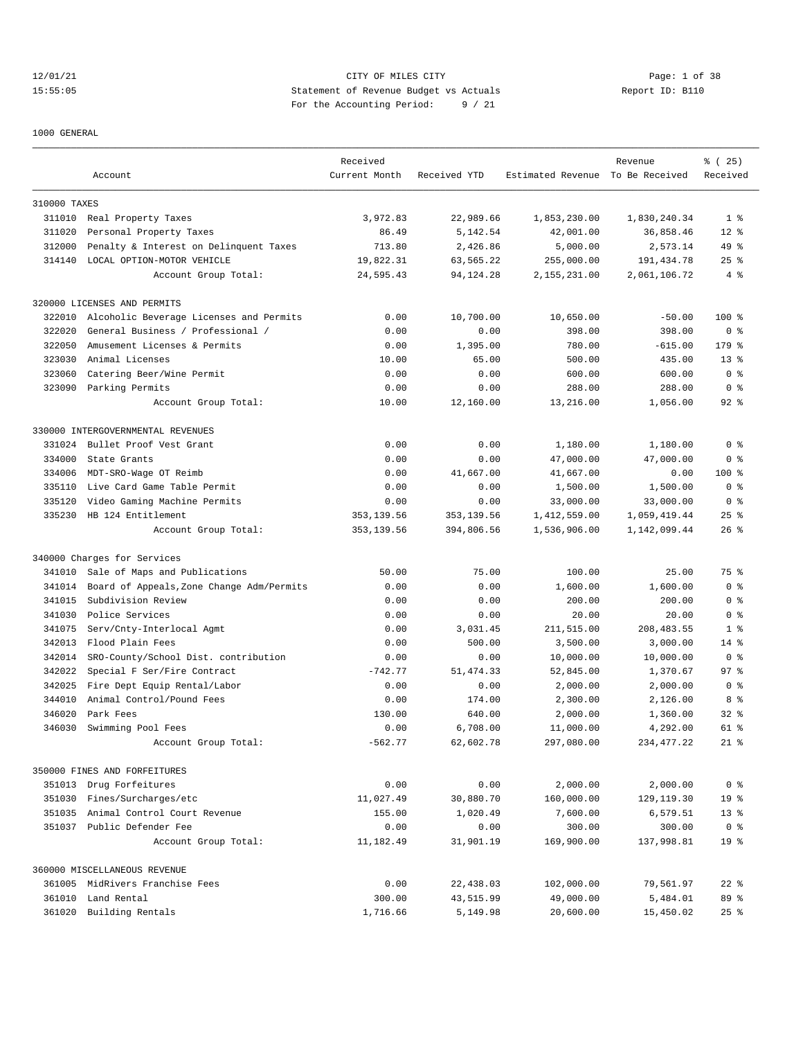CITY OF MILES CITY
Statement of Revenue Budget vs Actuals
For the Accounting Period: 9 / 21

12/01/21 15:55:05 Report ID: B110

1000 GENERAL

| | Account | Received Current Month | Received YTD | Estimated Revenue | Revenue To Be Received | % ( 25) Received |
|---|---|---|---|---|---|---|
| 310000 TAXES | | | | | | |
| 311010 | Real Property Taxes | 3,972.83 | 22,989.66 | 1,853,230.00 | 1,830,240.34 | 1 % |
| 311020 | Personal Property Taxes | 86.49 | 5,142.54 | 42,001.00 | 36,858.46 | 12 % |
| 312000 | Penalty & Interest on Delinquent Taxes | 713.80 | 2,426.86 | 5,000.00 | 2,573.14 | 49 % |
| 314140 | LOCAL OPTION-MOTOR VEHICLE | 19,822.31 | 63,565.22 | 255,000.00 | 191,434.78 | 25 % |
| | Account Group Total: | 24,595.43 | 94,124.28 | 2,155,231.00 | 2,061,106.72 | 4 % |
| 320000 LICENSES AND PERMITS | | | | | | |
| 322010 | Alcoholic Beverage Licenses and Permits | 0.00 | 10,700.00 | 10,650.00 | -50.00 | 100 % |
| 322020 | General Business / Professional / | 0.00 | 0.00 | 398.00 | 398.00 | 0 % |
| 322050 | Amusement Licenses & Permits | 0.00 | 1,395.00 | 780.00 | -615.00 | 179 % |
| 323030 | Animal Licenses | 10.00 | 65.00 | 500.00 | 435.00 | 13 % |
| 323060 | Catering Beer/Wine Permit | 0.00 | 0.00 | 600.00 | 600.00 | 0 % |
| 323090 | Parking Permits | 0.00 | 0.00 | 288.00 | 288.00 | 0 % |
| | Account Group Total: | 10.00 | 12,160.00 | 13,216.00 | 1,056.00 | 92 % |
| 330000 INTERGOVERNMENTAL REVENUES | | | | | | |
| 331024 | Bullet Proof Vest Grant | 0.00 | 0.00 | 1,180.00 | 1,180.00 | 0 % |
| 334000 | State Grants | 0.00 | 0.00 | 47,000.00 | 47,000.00 | 0 % |
| 334006 | MDT-SRO-Wage OT Reimb | 0.00 | 41,667.00 | 41,667.00 | 0.00 | 100 % |
| 335110 | Live Card Game Table Permit | 0.00 | 0.00 | 1,500.00 | 1,500.00 | 0 % |
| 335120 | Video Gaming Machine Permits | 0.00 | 0.00 | 33,000.00 | 33,000.00 | 0 % |
| 335230 | HB 124 Entitlement | 353,139.56 | 353,139.56 | 1,412,559.00 | 1,059,419.44 | 25 % |
| | Account Group Total: | 353,139.56 | 394,806.56 | 1,536,906.00 | 1,142,099.44 | 26 % |
| 340000 Charges for Services | | | | | | |
| 341010 | Sale of Maps and Publications | 50.00 | 75.00 | 100.00 | 25.00 | 75 % |
| 341014 | Board of Appeals,Zone Change Adm/Permits | 0.00 | 0.00 | 1,600.00 | 1,600.00 | 0 % |
| 341015 | Subdivision Review | 0.00 | 0.00 | 200.00 | 200.00 | 0 % |
| 341030 | Police Services | 0.00 | 0.00 | 20.00 | 20.00 | 0 % |
| 341075 | Serv/Cnty-Interlocal Agmt | 0.00 | 3,031.45 | 211,515.00 | 208,483.55 | 1 % |
| 342013 | Flood Plain Fees | 0.00 | 500.00 | 3,500.00 | 3,000.00 | 14 % |
| 342014 | SRO-County/School Dist. contribution | 0.00 | 0.00 | 10,000.00 | 10,000.00 | 0 % |
| 342022 | Special F Ser/Fire Contract | -742.77 | 51,474.33 | 52,845.00 | 1,370.67 | 97 % |
| 342025 | Fire Dept Equip Rental/Labor | 0.00 | 0.00 | 2,000.00 | 2,000.00 | 0 % |
| 344010 | Animal Control/Pound Fees | 0.00 | 174.00 | 2,300.00 | 2,126.00 | 8 % |
| 346020 | Park Fees | 130.00 | 640.00 | 2,000.00 | 1,360.00 | 32 % |
| 346030 | Swimming Pool Fees | 0.00 | 6,708.00 | 11,000.00 | 4,292.00 | 61 % |
| | Account Group Total: | -562.77 | 62,602.78 | 297,080.00 | 234,477.22 | 21 % |
| 350000 FINES AND FORFEITURES | | | | | | |
| 351013 | Drug Forfeitures | 0.00 | 0.00 | 2,000.00 | 2,000.00 | 0 % |
| 351030 | Fines/Surcharges/etc | 11,027.49 | 30,880.70 | 160,000.00 | 129,119.30 | 19 % |
| 351035 | Animal Control Court Revenue | 155.00 | 1,020.49 | 7,600.00 | 6,579.51 | 13 % |
| 351037 | Public Defender Fee | 0.00 | 0.00 | 300.00 | 300.00 | 0 % |
| | Account Group Total: | 11,182.49 | 31,901.19 | 169,900.00 | 137,998.81 | 19 % |
| 360000 MISCELLANEOUS REVENUE | | | | | | |
| 361005 | MidRivers Franchise Fees | 0.00 | 22,438.03 | 102,000.00 | 79,561.97 | 22 % |
| 361010 | Land Rental | 300.00 | 43,515.99 | 49,000.00 | 5,484.01 | 89 % |
| 361020 | Building Rentals | 1,716.66 | 5,149.98 | 20,600.00 | 15,450.02 | 25 % |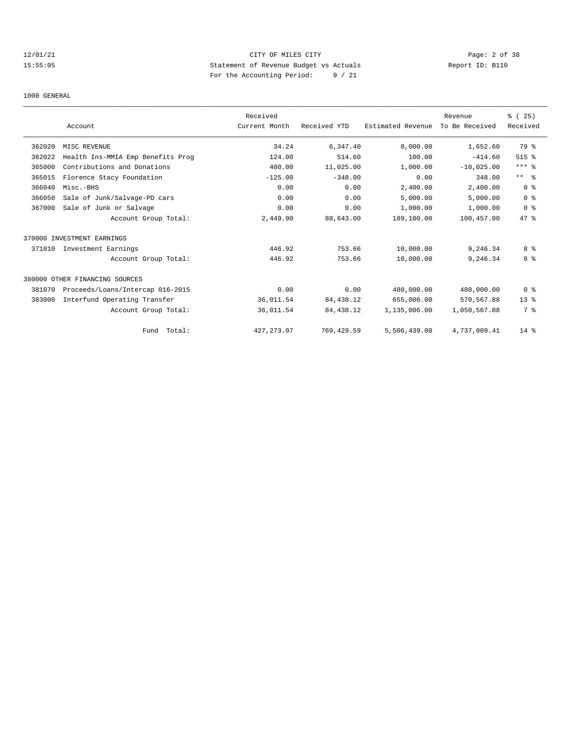CITY OF MILES CITY

Statement of Revenue Budget vs Actuals

For the Accounting Period: 9 / 21

12/01/21
15:55:05

Report ID: B110

1000 GENERAL

| | Account | Received Current Month | Received YTD | Estimated Revenue | Revenue To Be Received | % ( 25) Received |
|---|---|---|---|---|---|---|
| 362020 | MISC REVENUE | 34.24 | 6,347.40 | 8,000.00 | 1,652.60 | 79 % |
| 362022 | Health Ins-MMIA Emp Benefits Prog | 124.00 | 514.60 | 100.00 | -414.60 | 515 % |
| 365000 | Contributions and Donations | 400.00 | 11,025.00 | 1,000.00 | -10,025.00 | *** % |
| 365015 | Florence Stacy Foundation | -125.00 | -348.00 | 0.00 | 348.00 | ** % |
| 366040 | Misc.-BHS | 0.00 | 0.00 | 2,400.00 | 2,400.00 | 0 % |
| 366050 | Sale of Junk/Salvage-PD cars | 0.00 | 0.00 | 5,000.00 | 5,000.00 | 0 % |
| 367000 | Sale of Junk or Salvage | 0.00 | 0.00 | 1,000.00 | 1,000.00 | 0 % |
| | Account Group Total: | 2,449.90 | 88,643.00 | 189,100.00 | 100,457.00 | 47 % |
| 370000 INVESTMENT EARNINGS | | | | | | |
| 371010 | Investment Earnings | 446.92 | 753.66 | 10,000.00 | 9,246.34 | 8 % |
| | Account Group Total: | 446.92 | 753.66 | 10,000.00 | 9,246.34 | 8 % |
| 380000 OTHER FINANCING SOURCES | | | | | | |
| 381070 | Proceeds/Loans/Intercap 016-2015 | 0.00 | 0.00 | 480,000.00 | 480,000.00 | 0 % |
| 383000 | Interfund Operating Transfer | 36,011.54 | 84,438.12 | 655,006.00 | 570,567.88 | 13 % |
| | Account Group Total: | 36,011.54 | 84,438.12 | 1,135,006.00 | 1,050,567.88 | 7 % |
| | Fund Total: | 427,273.07 | 769,429.59 | 5,506,439.00 | 4,737,009.41 | 14 % |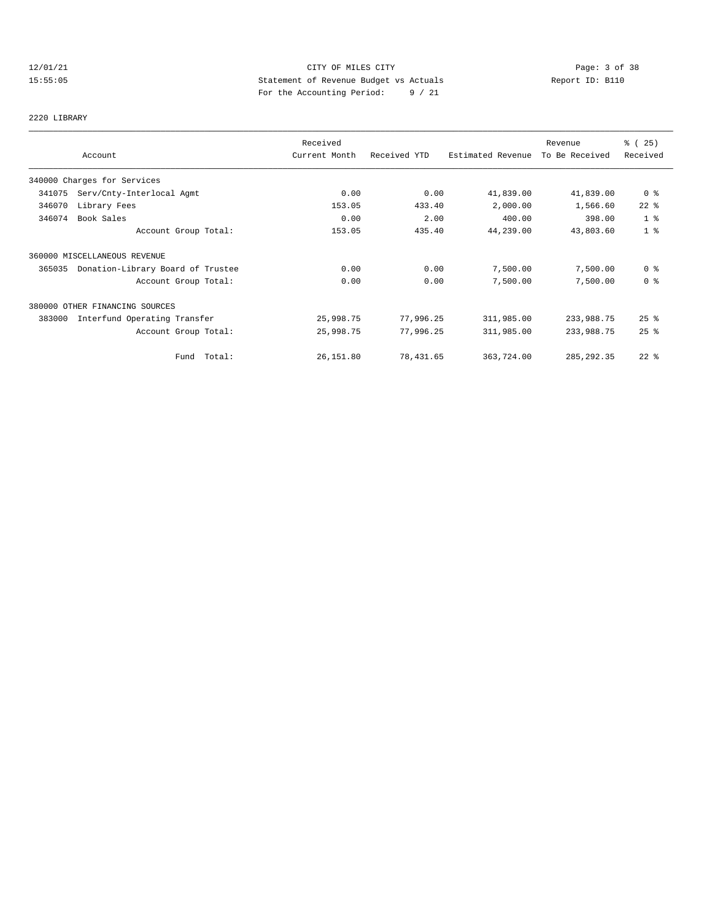CITY OF MILES CITY

Statement of Revenue Budget vs Actuals

For the Accounting Period: 9 / 21

12/01/21 15:55:05 — Report ID: B110

## 2220 LIBRARY

| Account | Received Current Month | Received YTD | Estimated Revenue | Revenue To Be Received | % ( 25) Received |
|---|---|---|---|---|---|
| **340000 Charges for Services** | | | | | |
| 341075 Serv/Cnty-Interlocal Agmt | 0.00 | 0.00 | 41,839.00 | 41,839.00 | 0 % |
| 346070 Library Fees | 153.05 | 433.40 | 2,000.00 | 1,566.60 | 22 % |
| 346074 Book Sales | 0.00 | 2.00 | 400.00 | 398.00 | 1 % |
| Account Group Total: | 153.05 | 435.40 | 44,239.00 | 43,803.60 | 1 % |
| **360000 MISCELLANEOUS REVENUE** | | | | | |
| 365035 Donation-Library Board of Trustee | 0.00 | 0.00 | 7,500.00 | 7,500.00 | 0 % |
| Account Group Total: | 0.00 | 0.00 | 7,500.00 | 7,500.00 | 0 % |
| **380000 OTHER FINANCING SOURCES** | | | | | |
| 383000 Interfund Operating Transfer | 25,998.75 | 77,996.25 | 311,985.00 | 233,988.75 | 25 % |
| Account Group Total: | 25,998.75 | 77,996.25 | 311,985.00 | 233,988.75 | 25 % |
| Fund Total: | 26,151.80 | 78,431.65 | 363,724.00 | 285,292.35 | 22 % |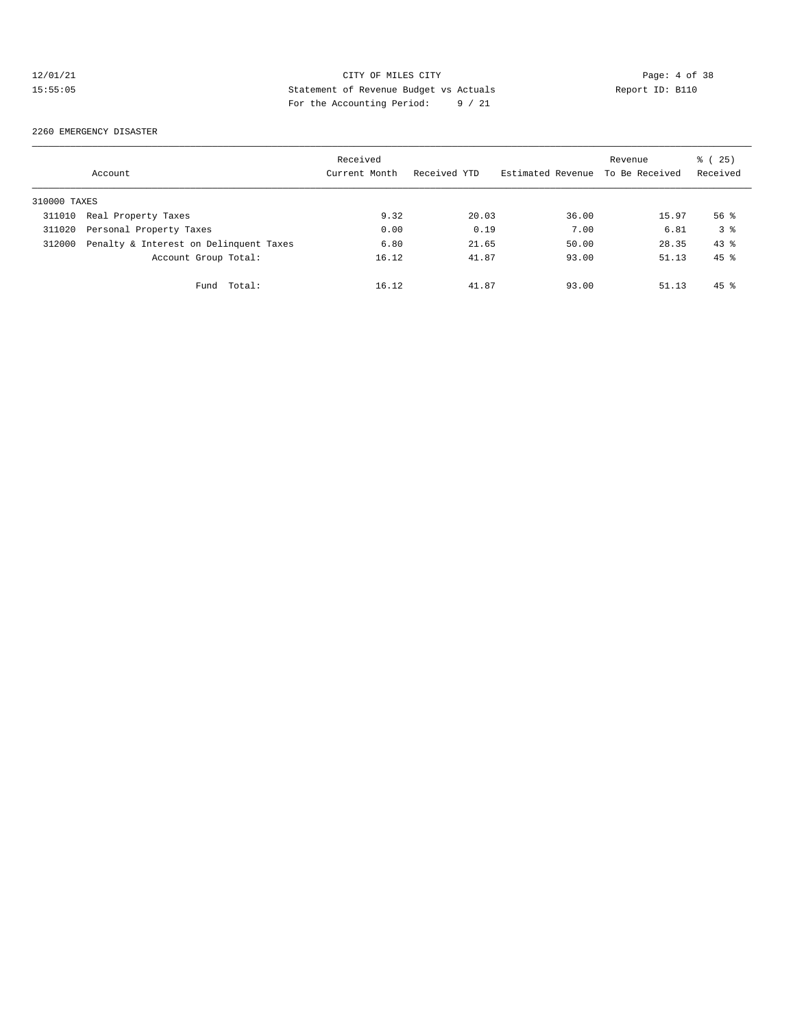CITY OF MILES CITY

Statement of Revenue Budget vs Actuals

For the Accounting Period: 9 / 21

12/01/21
15:55:05

Report ID: B110

2260 EMERGENCY DISASTER

| Account | | Received Current Month | Received YTD | Estimated Revenue | Revenue To Be Received | % ( 25) Received |
|---|---|---|---|---|---|---|
| 310000 TAXES | | | | | | |
| 311010 | Real Property Taxes | 9.32 | 20.03 | 36.00 | 15.97 | 56 % |
| 311020 | Personal Property Taxes | 0.00 | 0.19 | 7.00 | 6.81 | 3 % |
| 312000 | Penalty & Interest on Delinquent Taxes | 6.80 | 21.65 | 50.00 | 28.35 | 43 % |
| | Account Group Total: | 16.12 | 41.87 | 93.00 | 51.13 | 45 % |
| | Fund Total: | 16.12 | 41.87 | 93.00 | 51.13 | 45 % |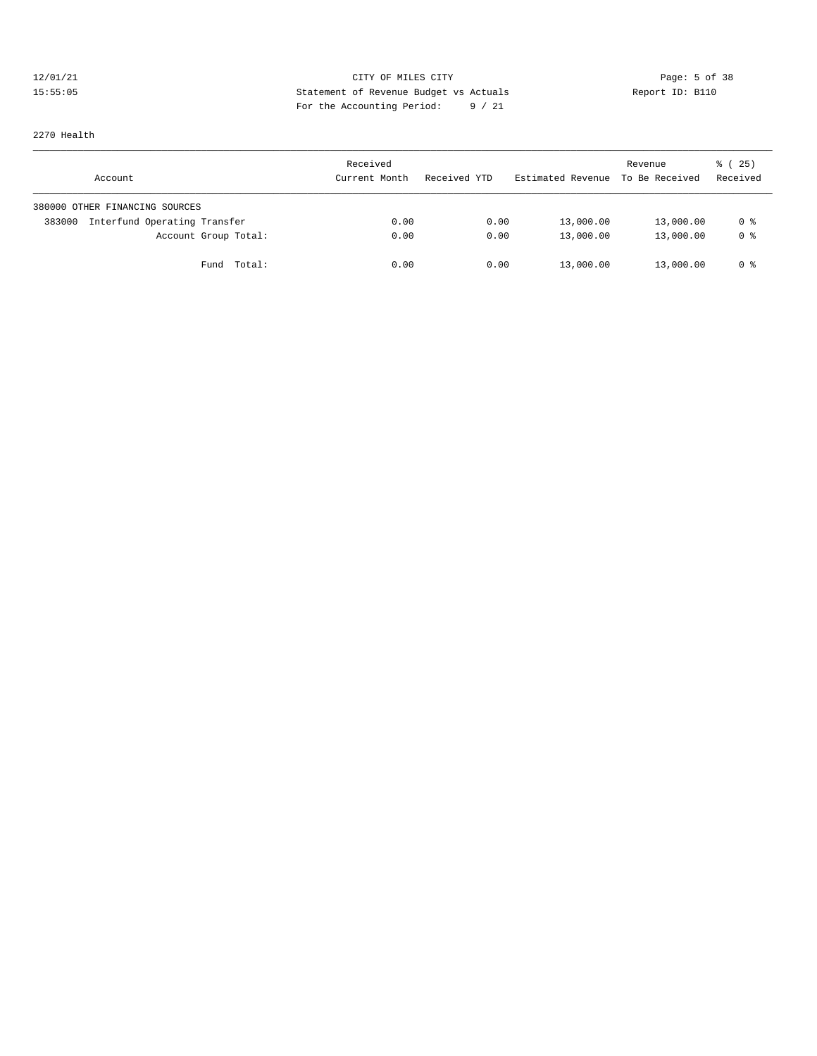CITY OF MILES CITY
Statement of Revenue Budget vs Actuals
For the Accounting Period: 9 / 21

12/01/21
15:55:05

Report ID: B110

2270 Health

| Account | Received Current Month | Received YTD | Estimated Revenue | Revenue To Be Received | % ( 25) Received |
|---|---|---|---|---|---|
| 380000 OTHER FINANCING SOURCES | | | | | |
| 383000 Interfund Operating Transfer | 0.00 | 0.00 | 13,000.00 | 13,000.00 | 0 % |
| Account Group Total: | 0.00 | 0.00 | 13,000.00 | 13,000.00 | 0 % |
| Fund Total: | 0.00 | 0.00 | 13,000.00 | 13,000.00 | 0 % |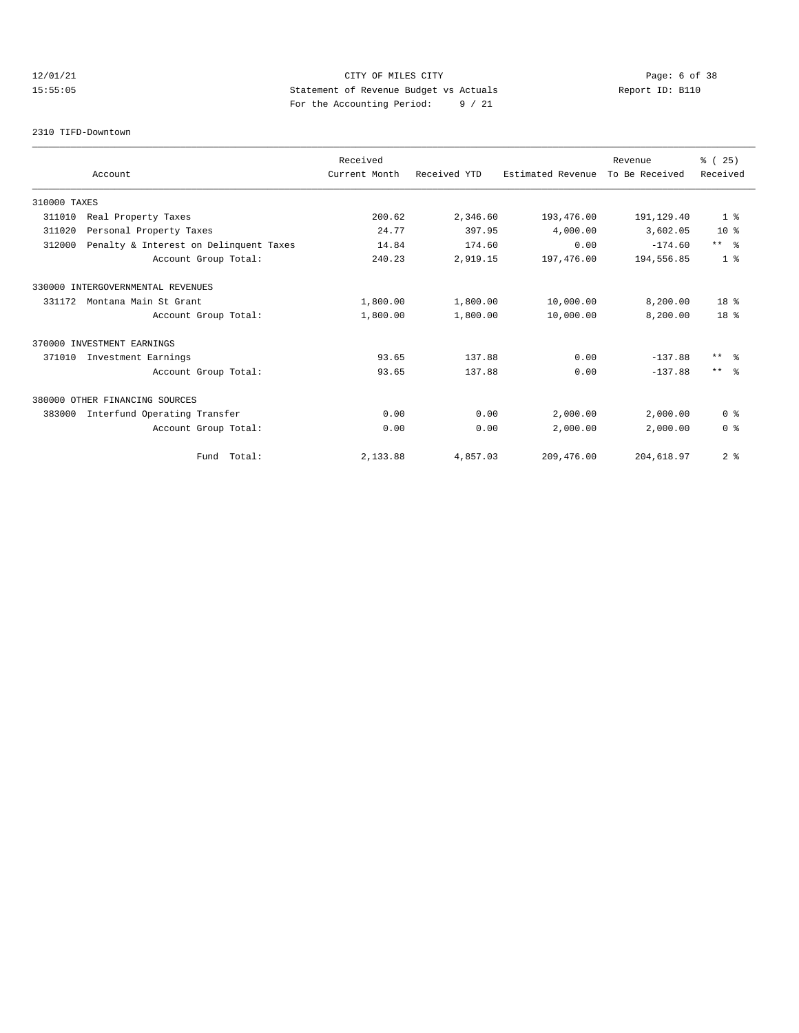CITY OF MILES CITY
Statement of Revenue Budget vs Actuals
For the Accounting Period: 9 / 21

12/01/21
15:55:05

Report ID: B110

2310 TIFD-Downtown

| Account | Received Current Month | Received YTD | Estimated Revenue | Revenue To Be Received | % ( 25) Received |
|---|---|---|---|---|---|
| 310000 TAXES | | | | | |
| 311010 Real Property Taxes | 200.62 | 2,346.60 | 193,476.00 | 191,129.40 | 1 % |
| 311020 Personal Property Taxes | 24.77 | 397.95 | 4,000.00 | 3,602.05 | 10 % |
| 312000 Penalty & Interest on Delinquent Taxes | 14.84 | 174.60 | 0.00 | -174.60 | ** % |
| Account Group Total: | 240.23 | 2,919.15 | 197,476.00 | 194,556.85 | 1 % |
| 330000 INTERGOVERNMENTAL REVENUES | | | | | |
| 331172 Montana Main St Grant | 1,800.00 | 1,800.00 | 10,000.00 | 8,200.00 | 18 % |
| Account Group Total: | 1,800.00 | 1,800.00 | 10,000.00 | 8,200.00 | 18 % |
| 370000 INVESTMENT EARNINGS | | | | | |
| 371010 Investment Earnings | 93.65 | 137.88 | 0.00 | -137.88 | ** % |
| Account Group Total: | 93.65 | 137.88 | 0.00 | -137.88 | ** % |
| 380000 OTHER FINANCING SOURCES | | | | | |
| 383000 Interfund Operating Transfer | 0.00 | 0.00 | 2,000.00 | 2,000.00 | 0 % |
| Account Group Total: | 0.00 | 0.00 | 2,000.00 | 2,000.00 | 0 % |
| Fund Total: | 2,133.88 | 4,857.03 | 209,476.00 | 204,618.97 | 2 % |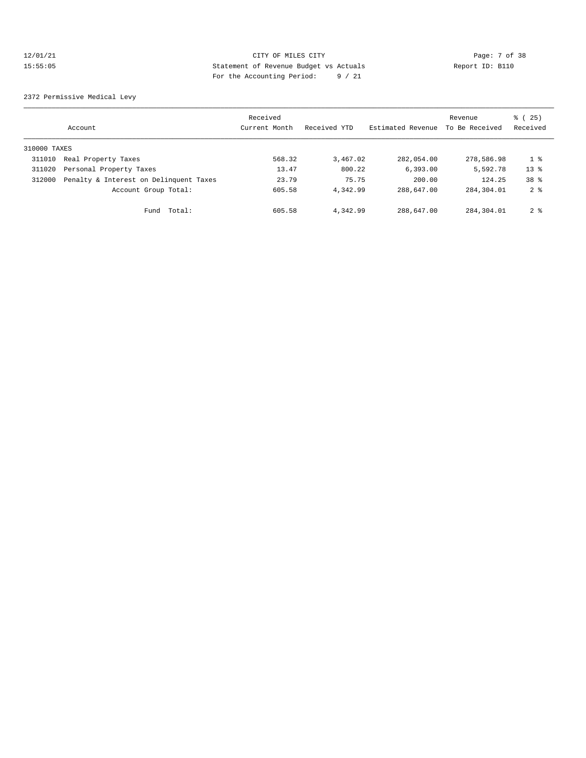CITY OF MILES CITY
Statement of Revenue Budget vs Actuals
For the Accounting Period: 9 / 21

12/01/21
15:55:05

Report ID: B110

2372 Permissive Medical Levy

| Account | | Received Current Month | Received YTD | Estimated Revenue | Revenue To Be Received | % ( 25) Received |
|---|---|---|---|---|---|---|
| 310000 TAXES | | | | | | |
| 311010 | Real Property Taxes | 568.32 | 3,467.02 | 282,054.00 | 278,586.98 | 1 % |
| 311020 | Personal Property Taxes | 13.47 | 800.22 | 6,393.00 | 5,592.78 | 13 % |
| 312000 | Penalty & Interest on Delinquent Taxes | 23.79 | 75.75 | 200.00 | 124.25 | 38 % |
| | Account Group Total: | 605.58 | 4,342.99 | 288,647.00 | 284,304.01 | 2 % |
| | Fund Total: | 605.58 | 4,342.99 | 288,647.00 | 284,304.01 | 2 % |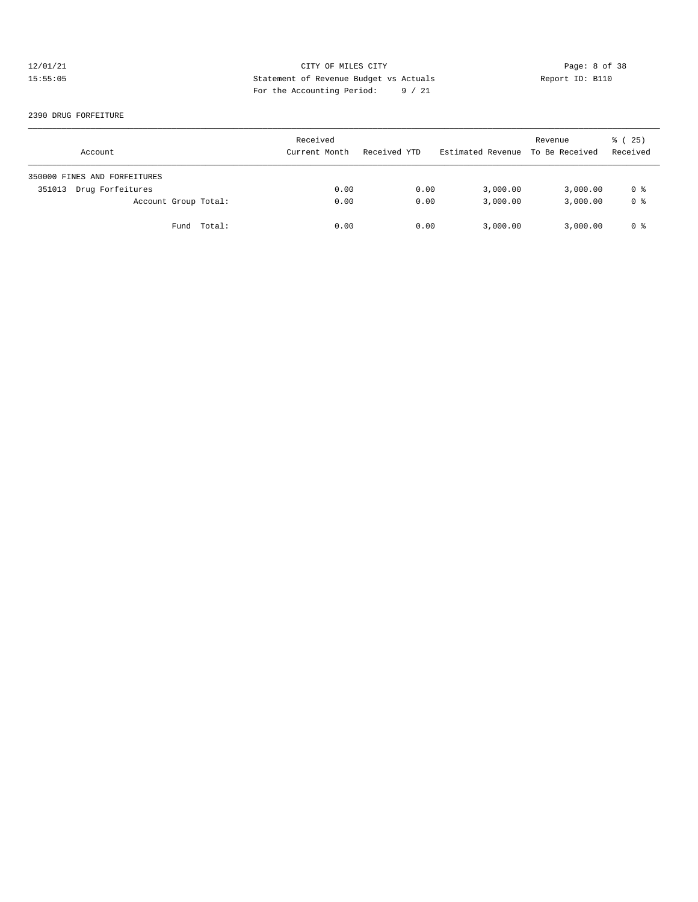12/01/21 CITY OF MILES CITY
15:55:05 Statement of Revenue Budget vs Actuals Report ID: B110
For the Accounting Period: 9 / 21

2390 DRUG FORFEITURE

| Account | Received Current Month | Received YTD | Estimated Revenue | Revenue To Be Received | % ( 25) Received |
|---|---|---|---|---|---|
| 350000 FINES AND FORFEITURES | | | | | |
| 351013 Drug Forfeitures | 0.00 | 0.00 | 3,000.00 | 3,000.00 | 0 % |
| Account Group Total: | 0.00 | 0.00 | 3,000.00 | 3,000.00 | 0 % |
| Fund Total: | 0.00 | 0.00 | 3,000.00 | 3,000.00 | 0 % |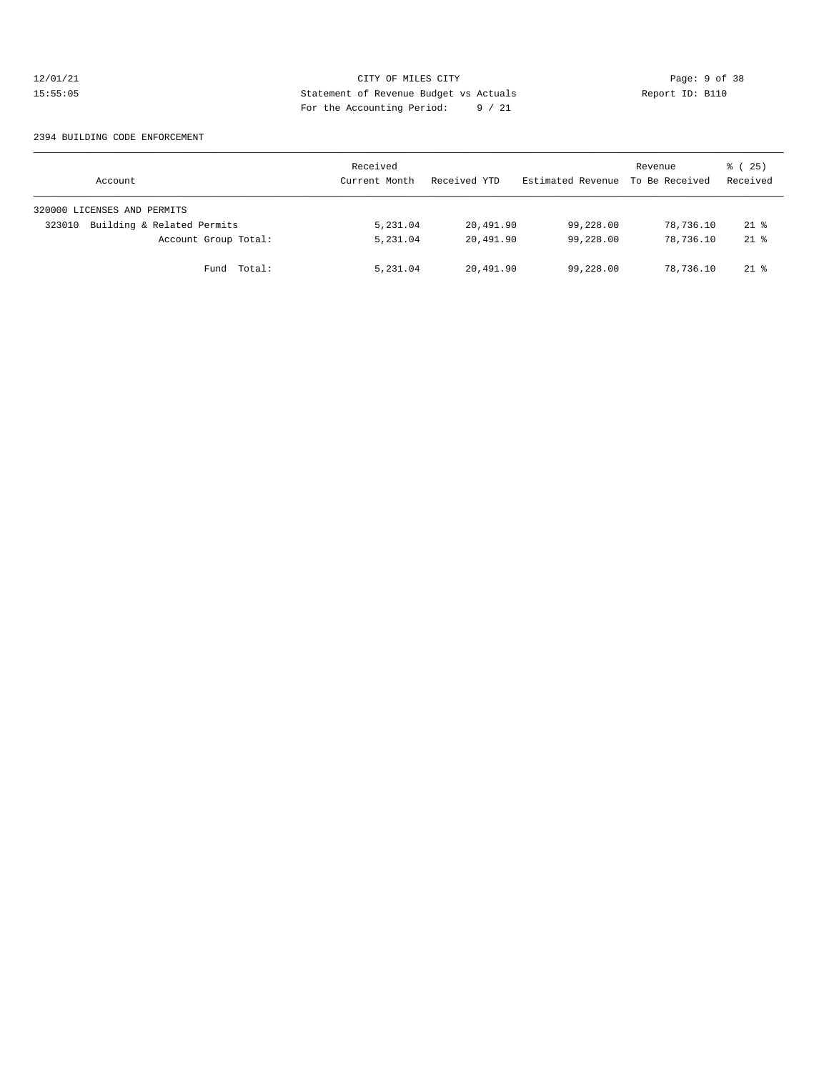12/01/21 CITY OF MILES CITY
15:55:05 Statement of Revenue Budget vs Actuals Report ID: B110
For the Accounting Period: 9 / 21

2394 BUILDING CODE ENFORCEMENT

| Account | Received Current Month | Received YTD | Estimated Revenue | Revenue To Be Received | % ( 25) Received |
|---|---|---|---|---|---|
| 320000 LICENSES AND PERMITS | | | | | |
| 323010 Building & Related Permits | 5,231.04 | 20,491.90 | 99,228.00 | 78,736.10 | 21 % |
| Account Group Total: | 5,231.04 | 20,491.90 | 99,228.00 | 78,736.10 | 21 % |
| Fund Total: | 5,231.04 | 20,491.90 | 99,228.00 | 78,736.10 | 21 % |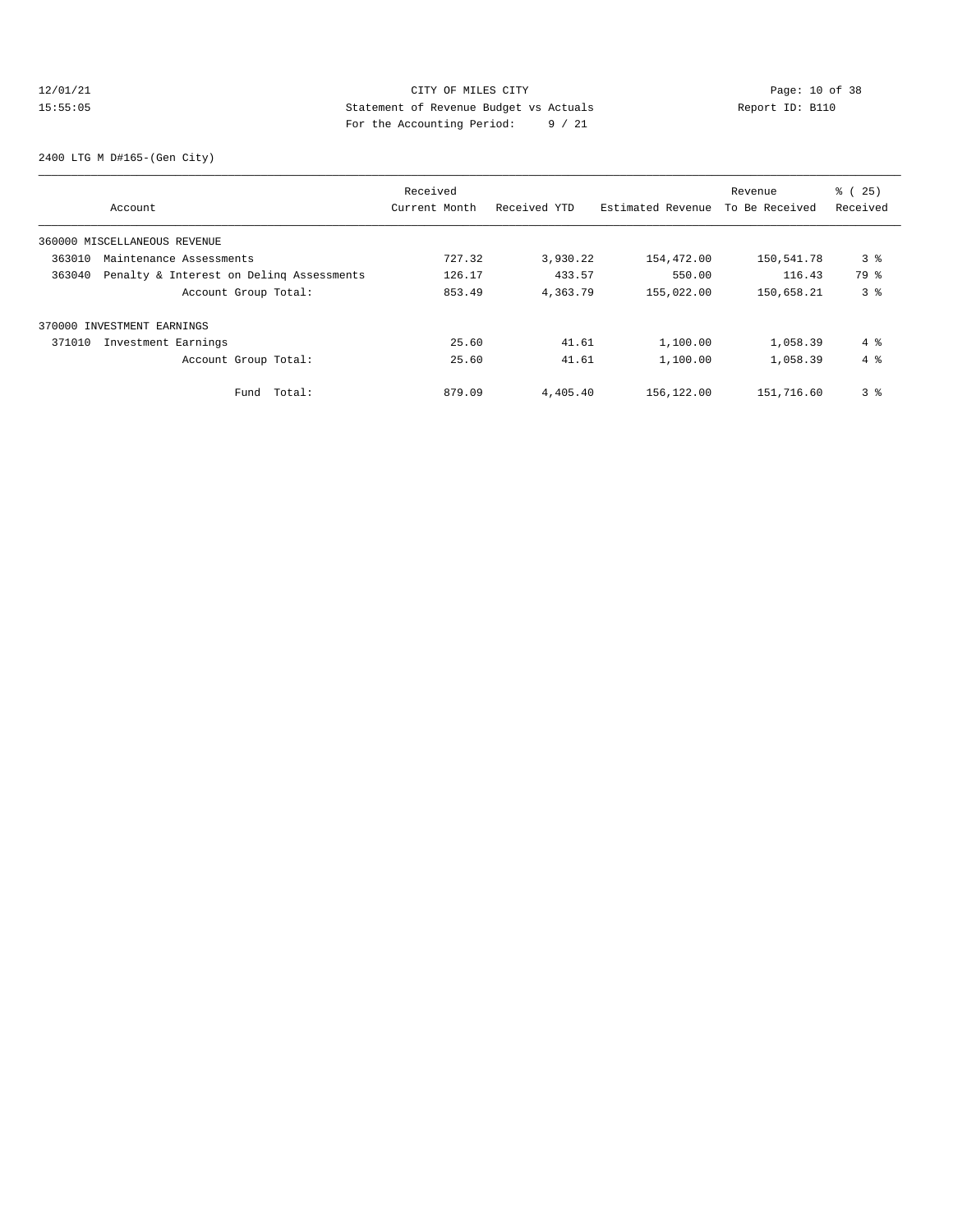12/01/21 CITY OF MILES CITY
15:55:05 Statement of Revenue Budget vs Actuals Report ID: B110
For the Accounting Period: 9 / 21

2400 LTG M D#165-(Gen City)

| Account | Received Current Month | Received YTD | Estimated Revenue | Revenue To Be Received | % ( 25) Received |
|---|---|---|---|---|---|
| 360000 MISCELLANEOUS REVENUE | | | | | |
| 363010 Maintenance Assessments | 727.32 | 3,930.22 | 154,472.00 | 150,541.78 | 3 % |
| 363040 Penalty & Interest on Delinq Assessments | 126.17 | 433.57 | 550.00 | 116.43 | 79 % |
| Account Group Total: | 853.49 | 4,363.79 | 155,022.00 | 150,658.21 | 3 % |
| 370000 INVESTMENT EARNINGS | | | | | |
| 371010 Investment Earnings | 25.60 | 41.61 | 1,100.00 | 1,058.39 | 4 % |
| Account Group Total: | 25.60 | 41.61 | 1,100.00 | 1,058.39 | 4 % |
| Fund Total: | 879.09 | 4,405.40 | 156,122.00 | 151,716.60 | 3 % |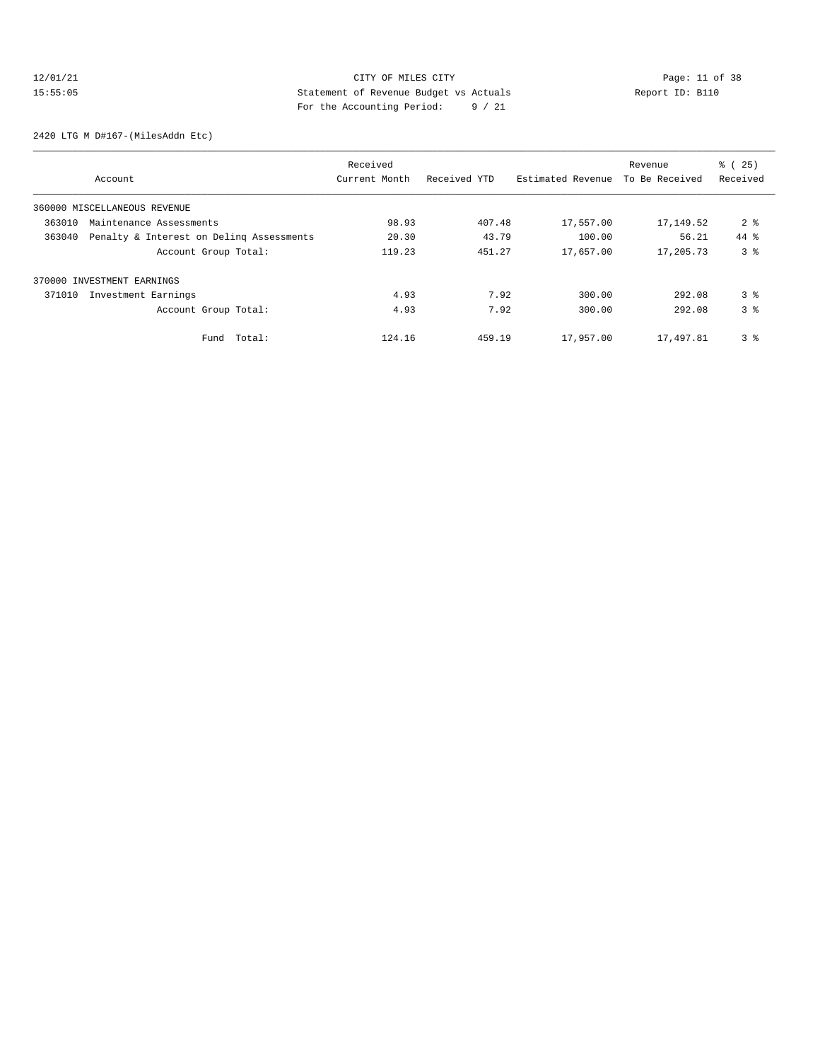12/01/21 CITY OF MILES CITY

15:55:05 Statement of Revenue Budget vs Actuals Report ID: B110

For the Accounting Period: 9 / 21

2420 LTG M D#167-(MilesAddn Etc)

| Account | Received Current Month | Received YTD | Estimated Revenue | Revenue To Be Received | % ( 25) Received |
|---|---|---|---|---|---|
| 360000 MISCELLANEOUS REVENUE | | | | | |
| 363010 Maintenance Assessments | 98.93 | 407.48 | 17,557.00 | 17,149.52 | 2 % |
| 363040 Penalty & Interest on Delinq Assessments | 20.30 | 43.79 | 100.00 | 56.21 | 44 % |
| Account Group Total: | 119.23 | 451.27 | 17,657.00 | 17,205.73 | 3 % |
| 370000 INVESTMENT EARNINGS | | | | | |
| 371010 Investment Earnings | 4.93 | 7.92 | 300.00 | 292.08 | 3 % |
| Account Group Total: | 4.93 | 7.92 | 300.00 | 292.08 | 3 % |
| Fund Total: | 124.16 | 459.19 | 17,957.00 | 17,497.81 | 3 % |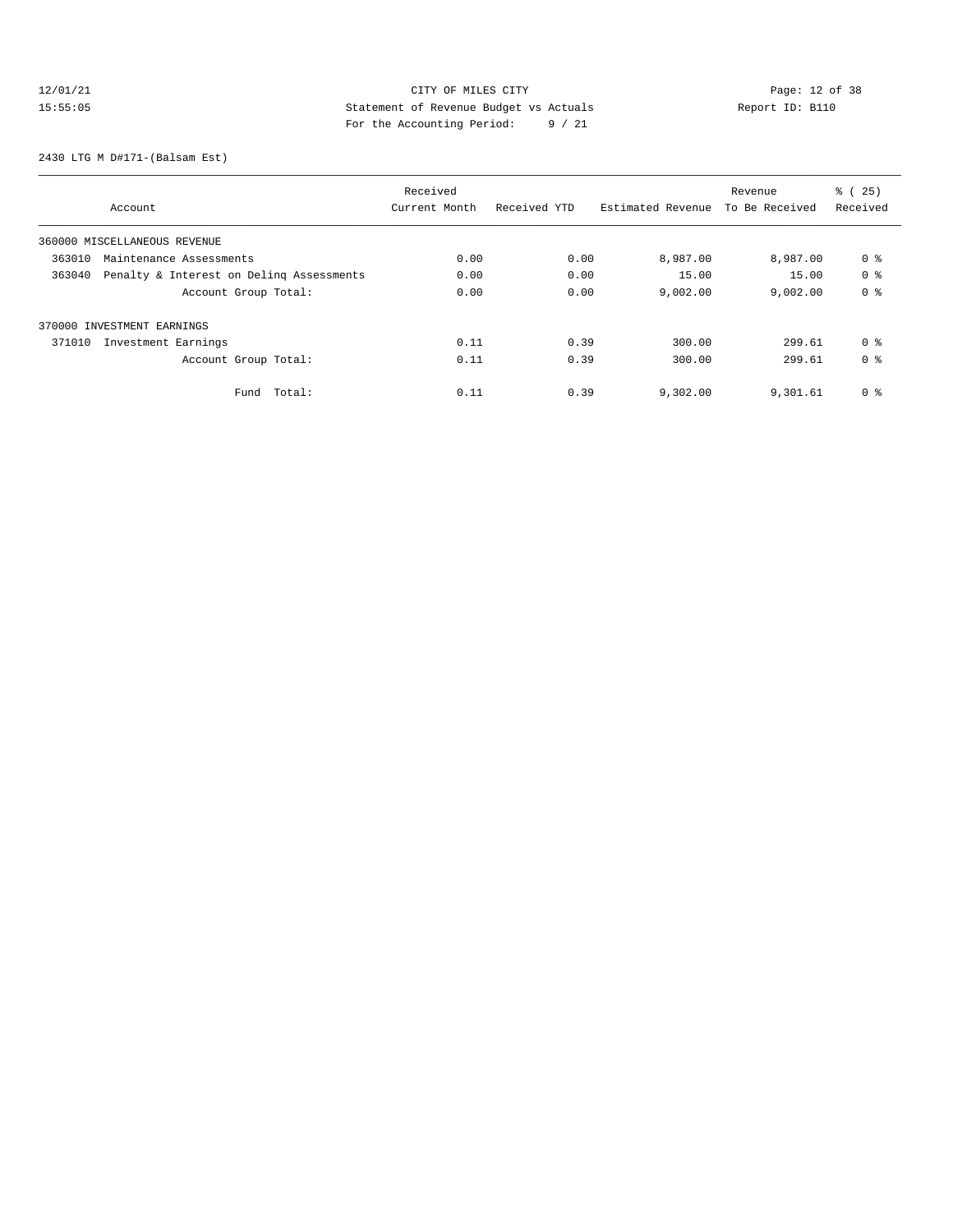12/01/21 CITY OF MILES CITY
15:55:05 Statement of Revenue Budget vs Actuals Report ID: B110
For the Accounting Period: 9 / 21

2430 LTG M D#171-(Balsam Est)

| Account | Received Current Month | Received YTD | Estimated Revenue | Revenue To Be Received | % ( 25) Received |
|---|---|---|---|---|---|
| 360000 MISCELLANEOUS REVENUE | | | | | |
| 363010 Maintenance Assessments | 0.00 | 0.00 | 8,987.00 | 8,987.00 | 0 % |
| 363040 Penalty & Interest on Delinq Assessments | 0.00 | 0.00 | 15.00 | 15.00 | 0 % |
| Account Group Total: | 0.00 | 0.00 | 9,002.00 | 9,002.00 | 0 % |
| 370000 INVESTMENT EARNINGS | | | | | |
| 371010 Investment Earnings | 0.11 | 0.39 | 300.00 | 299.61 | 0 % |
| Account Group Total: | 0.11 | 0.39 | 300.00 | 299.61 | 0 % |
| Fund Total: | 0.11 | 0.39 | 9,302.00 | 9,301.61 | 0 % |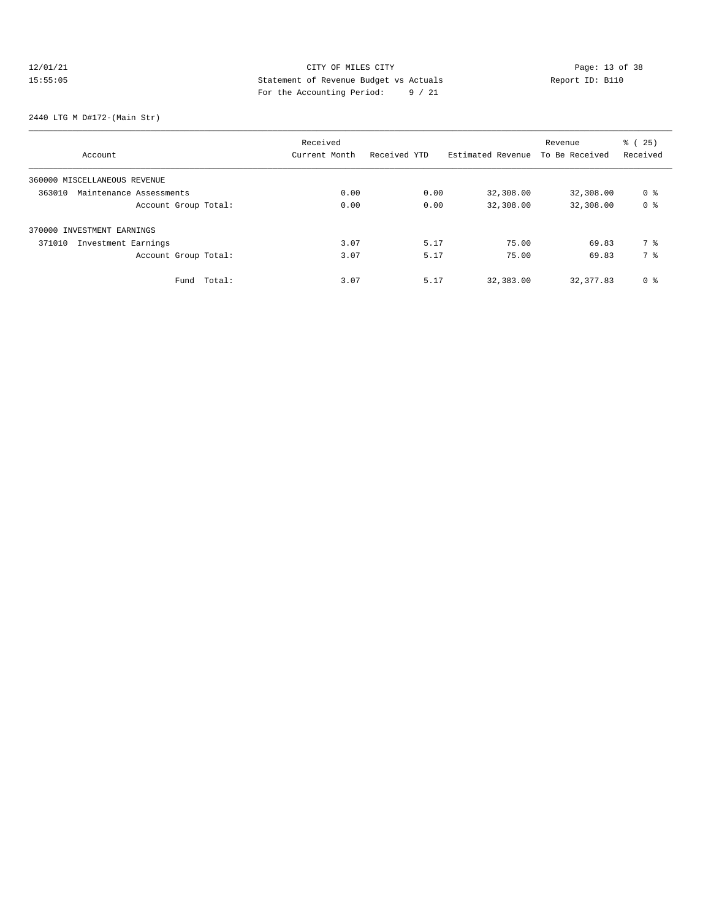12/01/21 CITY OF MILES CITY
15:55:05 Statement of Revenue Budget vs Actuals Report ID: B110
For the Accounting Period: 9 / 21

2440 LTG M D#172-(Main Str)

| Account | Received Current Month | Received YTD | Estimated Revenue | Revenue To Be Received | % ( 25) Received |
|---|---|---|---|---|---|
| 360000 MISCELLANEOUS REVENUE | | | | | |
| 363010 Maintenance Assessments | 0.00 | 0.00 | 32,308.00 | 32,308.00 | 0 % |
| Account Group Total: | 0.00 | 0.00 | 32,308.00 | 32,308.00 | 0 % |
| 370000 INVESTMENT EARNINGS | | | | | |
| 371010 Investment Earnings | 3.07 | 5.17 | 75.00 | 69.83 | 7 % |
| Account Group Total: | 3.07 | 5.17 | 75.00 | 69.83 | 7 % |
| Fund Total: | 3.07 | 5.17 | 32,383.00 | 32,377.83 | 0 % |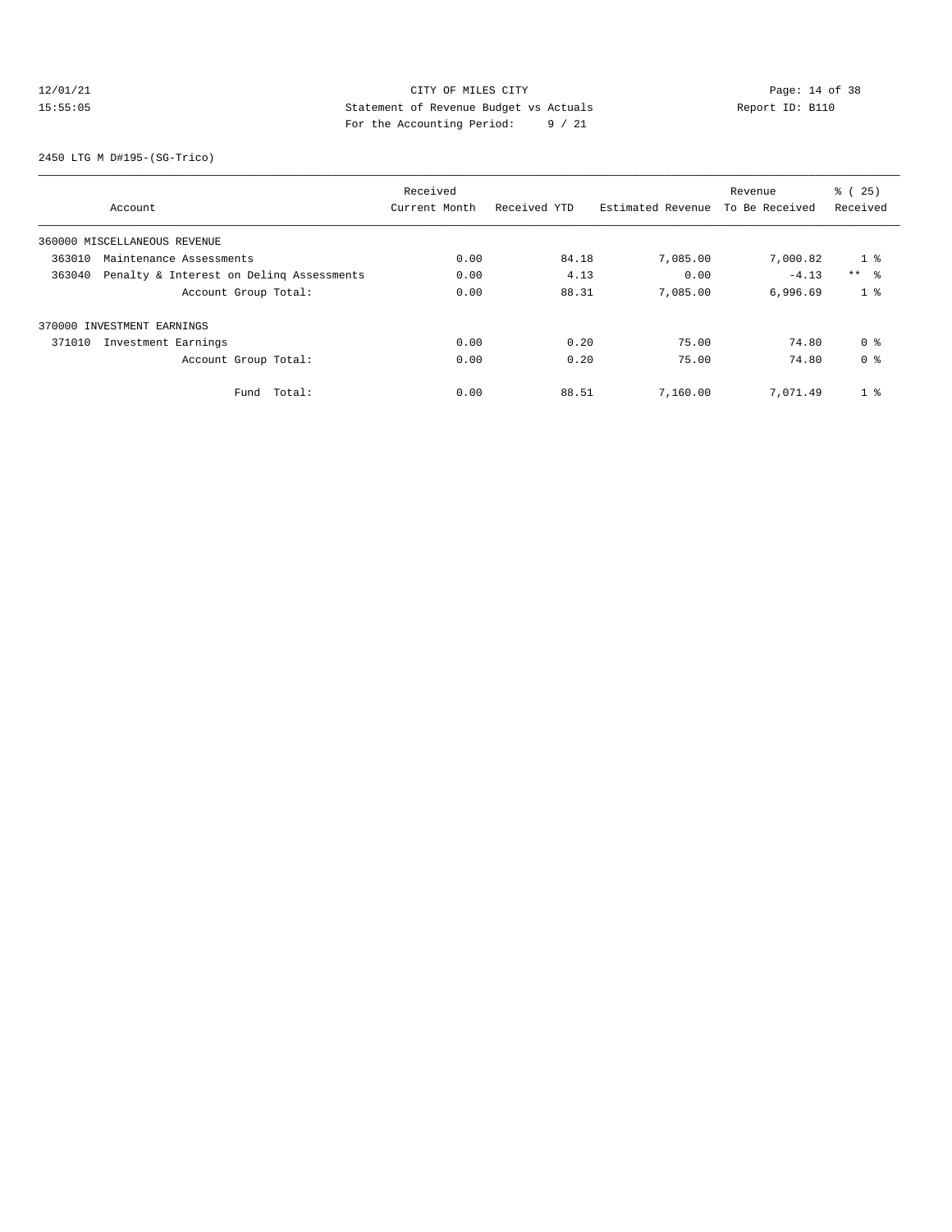CITY OF MILES CITY
Statement of Revenue Budget vs Actuals
For the Accounting Period: 9 / 21

2450 LTG M D#195-(SG-Trico)

| Account | Received Current Month | Received YTD | Estimated Revenue | Revenue To Be Received | % ( 25) Received |
|---|---|---|---|---|---|
| 360000 MISCELLANEOUS REVENUE | | | | | |
| 363010 Maintenance Assessments | 0.00 | 84.18 | 7,085.00 | 7,000.82 | 1 % |
| 363040 Penalty & Interest on Delinq Assessments | 0.00 | 4.13 | 0.00 | -4.13 | ** % |
| Account Group Total: | 0.00 | 88.31 | 7,085.00 | 6,996.69 | 1 % |
| 370000 INVESTMENT EARNINGS | | | | | |
| 371010 Investment Earnings | 0.00 | 0.20 | 75.00 | 74.80 | 0 % |
| Account Group Total: | 0.00 | 0.20 | 75.00 | 74.80 | 0 % |
| Fund Total: | 0.00 | 88.51 | 7,160.00 | 7,071.49 | 1 % |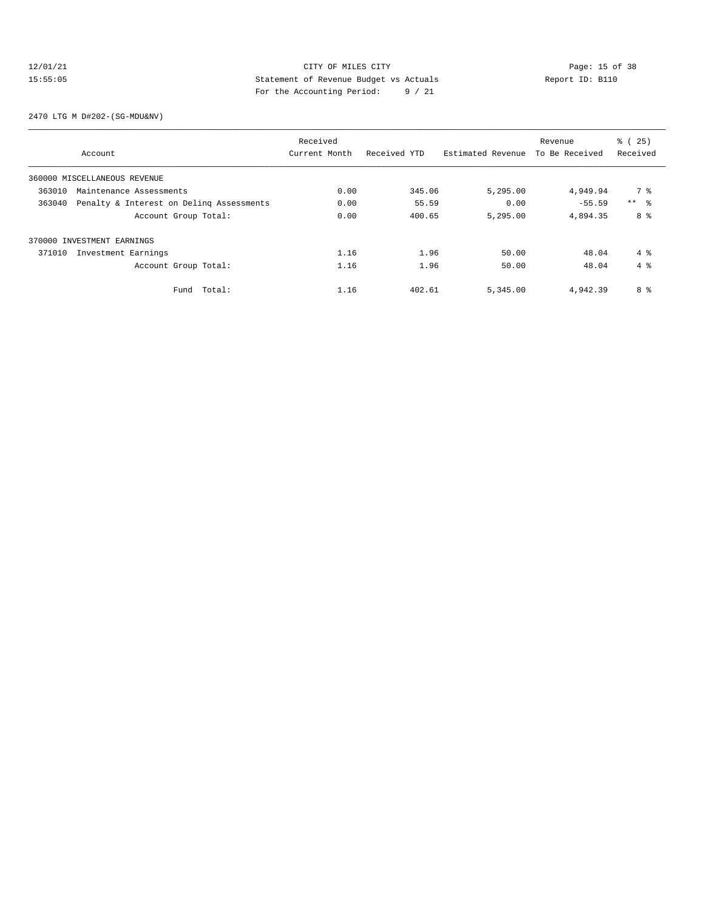CITY OF MILES CITY
Statement of Revenue Budget vs Actuals
For the Accounting Period: 9 / 21

12/01/21
15:55:05

Report ID: B110

2470 LTG M D#202-(SG-MDU&NV)

| Account | Received Current Month | Received YTD | Estimated Revenue | Revenue To Be Received | % ( 25) Received |
|---|---|---|---|---|---|
| 360000 MISCELLANEOUS REVENUE | | | | | |
| 363010 Maintenance Assessments | 0.00 | 345.06 | 5,295.00 | 4,949.94 | 7 % |
| 363040 Penalty & Interest on Delinq Assessments | 0.00 | 55.59 | 0.00 | -55.59 | ** % |
| Account Group Total: | 0.00 | 400.65 | 5,295.00 | 4,894.35 | 8 % |
| 370000 INVESTMENT EARNINGS | | | | | |
| 371010 Investment Earnings | 1.16 | 1.96 | 50.00 | 48.04 | 4 % |
| Account Group Total: | 1.16 | 1.96 | 50.00 | 48.04 | 4 % |
| Fund Total: | 1.16 | 402.61 | 5,345.00 | 4,942.39 | 8 % |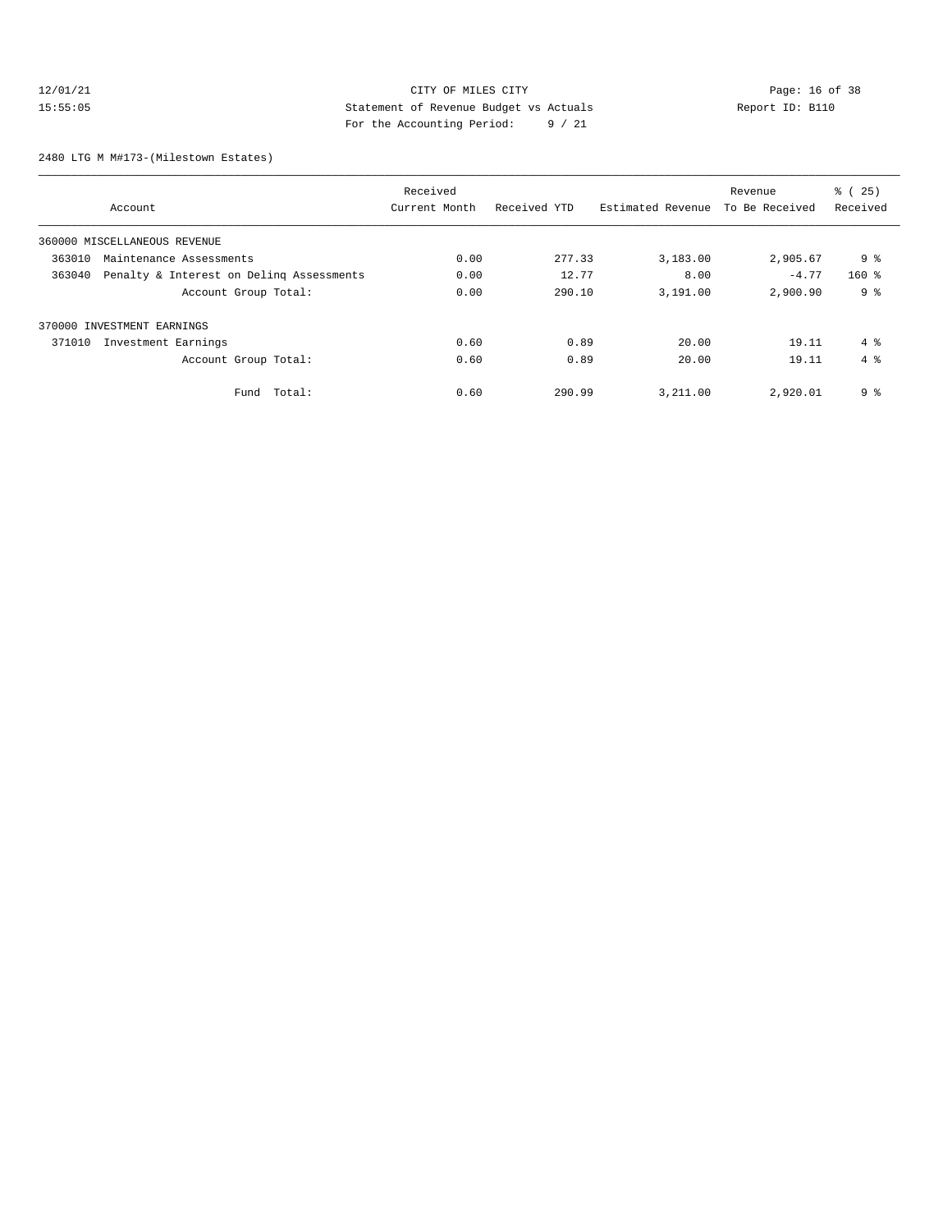12/01/21 CITY OF MILES CITY
15:55:05 Statement of Revenue Budget vs Actuals Report ID: B110
For the Accounting Period: 9 / 21

2480 LTG M M#173-(Milestown Estates)

| Account | Received Current Month | Received YTD | Estimated Revenue | Revenue To Be Received | % ( 25) Received |
|---|---|---|---|---|---|
| 360000 MISCELLANEOUS REVENUE | | | | | |
| 363010 Maintenance Assessments | 0.00 | 277.33 | 3,183.00 | 2,905.67 | 9 % |
| 363040 Penalty & Interest on Delinq Assessments | 0.00 | 12.77 | 8.00 | -4.77 | 160 % |
| Account Group Total: | 0.00 | 290.10 | 3,191.00 | 2,900.90 | 9 % |
| 370000 INVESTMENT EARNINGS | | | | | |
| 371010 Investment Earnings | 0.60 | 0.89 | 20.00 | 19.11 | 4 % |
| Account Group Total: | 0.60 | 0.89 | 20.00 | 19.11 | 4 % |
| Fund Total: | 0.60 | 290.99 | 3,211.00 | 2,920.01 | 9 % |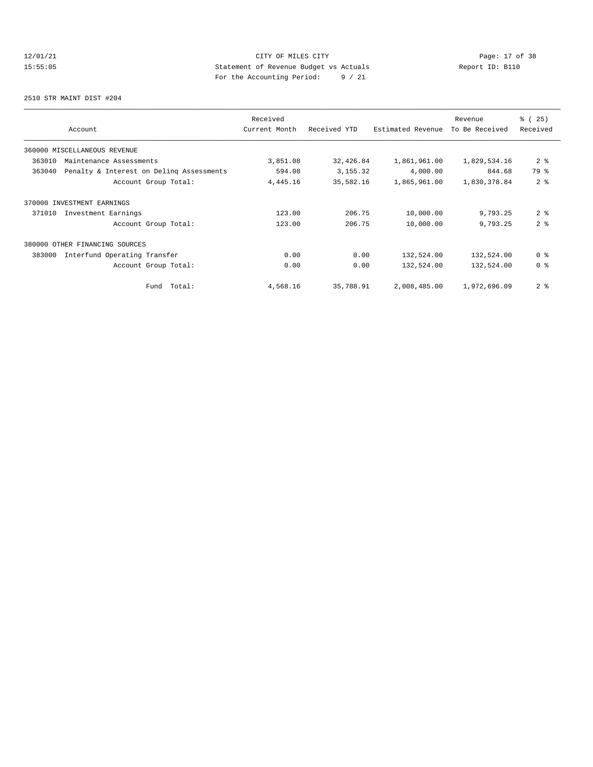CITY OF MILES CITY
Statement of Revenue Budget vs Actuals
For the Accounting Period: 9 / 21

2510 STR MAINT DIST #204

| Account | Received Current Month | Received YTD | Estimated Revenue | Revenue To Be Received | % ( 25) Received |
|---|---|---|---|---|---|
| 360000 MISCELLANEOUS REVENUE | | | | | |
| 363010 Maintenance Assessments | 3,851.08 | 32,426.84 | 1,861,961.00 | 1,829,534.16 | 2 % |
| 363040 Penalty & Interest on Delinq Assessments | 594.08 | 3,155.32 | 4,000.00 | 844.68 | 79 % |
| Account Group Total: | 4,445.16 | 35,582.16 | 1,865,961.00 | 1,830,378.84 | 2 % |
| 370000 INVESTMENT EARNINGS | | | | | |
| 371010 Investment Earnings | 123.00 | 206.75 | 10,000.00 | 9,793.25 | 2 % |
| Account Group Total: | 123.00 | 206.75 | 10,000.00 | 9,793.25 | 2 % |
| 380000 OTHER FINANCING SOURCES | | | | | |
| 383000 Interfund Operating Transfer | 0.00 | 0.00 | 132,524.00 | 132,524.00 | 0 % |
| Account Group Total: | 0.00 | 0.00 | 132,524.00 | 132,524.00 | 0 % |
| Fund Total: | 4,568.16 | 35,788.91 | 2,008,485.00 | 1,972,696.09 | 2 % |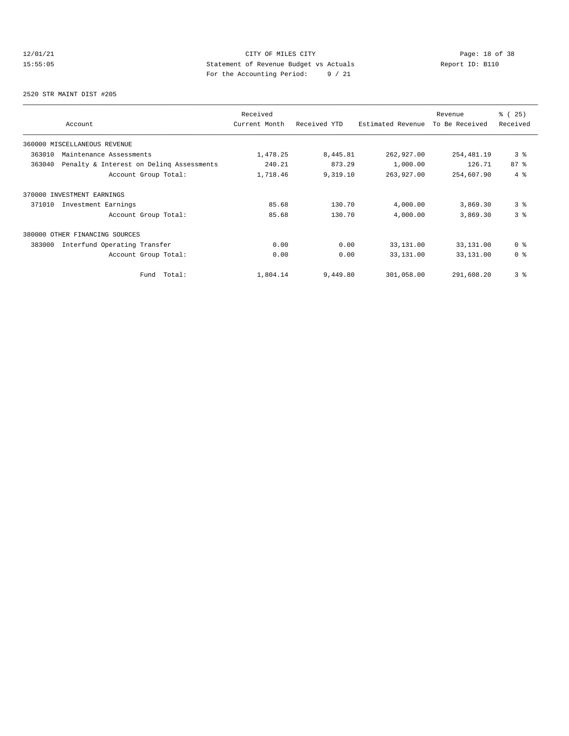12/01/21 CITY OF MILES CITY
15:55:05 Statement of Revenue Budget vs Actuals Report ID: B110
For the Accounting Period: 9 / 21

2520 STR MAINT DIST #205

| Account | Received Current Month | Received YTD | Estimated Revenue | Revenue To Be Received | % ( 25) Received |
|---|---|---|---|---|---|
| 360000 MISCELLANEOUS REVENUE | | | | | |
| 363010 Maintenance Assessments | 1,478.25 | 8,445.81 | 262,927.00 | 254,481.19 | 3 % |
| 363040 Penalty & Interest on Delinq Assessments | 240.21 | 873.29 | 1,000.00 | 126.71 | 87 % |
| Account Group Total: | 1,718.46 | 9,319.10 | 263,927.00 | 254,607.90 | 4 % |
| 370000 INVESTMENT EARNINGS | | | | | |
| 371010 Investment Earnings | 85.68 | 130.70 | 4,000.00 | 3,869.30 | 3 % |
| Account Group Total: | 85.68 | 130.70 | 4,000.00 | 3,869.30 | 3 % |
| 380000 OTHER FINANCING SOURCES | | | | | |
| 383000 Interfund Operating Transfer | 0.00 | 0.00 | 33,131.00 | 33,131.00 | 0 % |
| Account Group Total: | 0.00 | 0.00 | 33,131.00 | 33,131.00 | 0 % |
| Fund Total: | 1,804.14 | 9,449.80 | 301,058.00 | 291,608.20 | 3 % |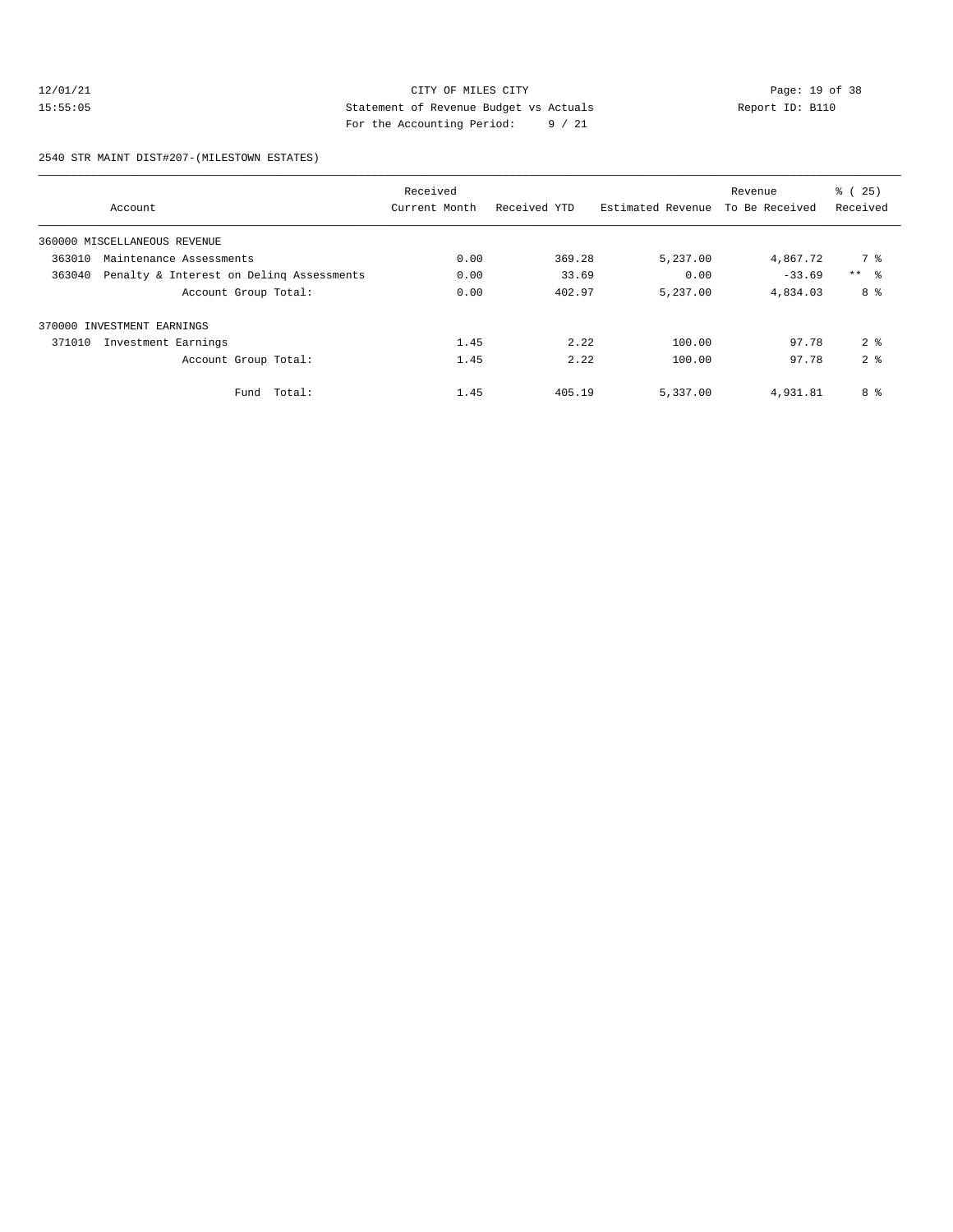12/01/21 CITY OF MILES CITY
15:55:05 Statement of Revenue Budget vs Actuals Report ID: B110
For the Accounting Period: 9 / 21

2540 STR MAINT DIST#207-(MILESTOWN ESTATES)

| Account | Received Current Month | Received YTD | Estimated Revenue | Revenue To Be Received | % ( 25) Received |
|---|---|---|---|---|---|
| 360000 MISCELLANEOUS REVENUE | | | | | |
| 363010 Maintenance Assessments | 0.00 | 369.28 | 5,237.00 | 4,867.72 | 7 % |
| 363040 Penalty & Interest on Delinq Assessments | 0.00 | 33.69 | 0.00 | -33.69 | ** % |
| Account Group Total: | 0.00 | 402.97 | 5,237.00 | 4,834.03 | 8 % |
| 370000 INVESTMENT EARNINGS | | | | | |
| 371010 Investment Earnings | 1.45 | 2.22 | 100.00 | 97.78 | 2 % |
| Account Group Total: | 1.45 | 2.22 | 100.00 | 97.78 | 2 % |
| Fund Total: | 1.45 | 405.19 | 5,337.00 | 4,931.81 | 8 % |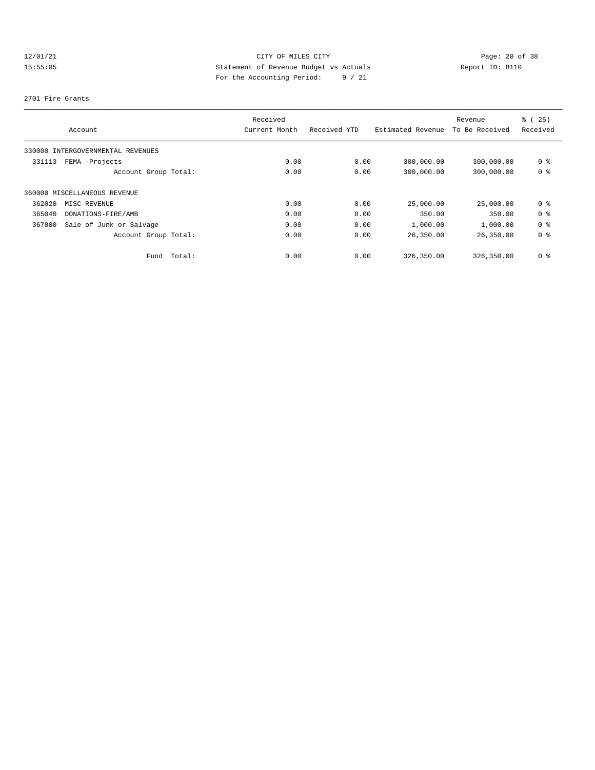12/01/21 CITY OF MILES CITY
15:55:05 Statement of Revenue Budget vs Actuals Report ID: B110
For the Accounting Period: 9 / 21

2701 Fire Grants

| Account | Received Current Month | Received YTD | Estimated Revenue | Revenue To Be Received | % ( 25) Received |
|---|---|---|---|---|---|
| 330000 INTERGOVERNMENTAL REVENUES | | | | | |
| 331113 FEMA -Projects | 0.00 | 0.00 | 300,000.00 | 300,000.00 | 0 % |
| Account Group Total: | 0.00 | 0.00 | 300,000.00 | 300,000.00 | 0 % |
| 360000 MISCELLANEOUS REVENUE | | | | | |
| 362020 MISC REVENUE | 0.00 | 0.00 | 25,000.00 | 25,000.00 | 0 % |
| 365040 DONATIONS-FIRE/AMB | 0.00 | 0.00 | 350.00 | 350.00 | 0 % |
| 367000 Sale of Junk or Salvage | 0.00 | 0.00 | 1,000.00 | 1,000.00 | 0 % |
| Account Group Total: | 0.00 | 0.00 | 26,350.00 | 26,350.00 | 0 % |
| Fund Total: | 0.00 | 0.00 | 326,350.00 | 326,350.00 | 0 % |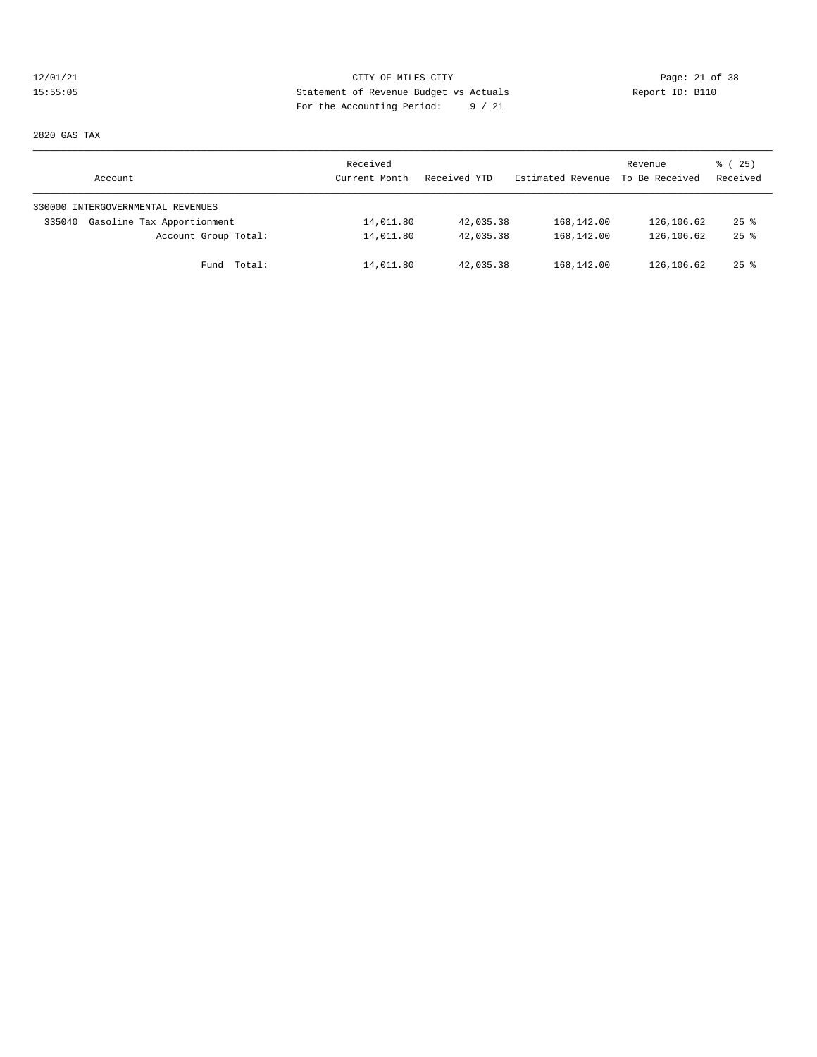12/01/21 CITY OF MILES CITY
15:55:05 Statement of Revenue Budget vs Actuals Report ID: B110
For the Accounting Period: 9 / 21

2820 GAS TAX

| Account | Received Current Month | Received YTD | Estimated Revenue | Revenue To Be Received | % ( 25) Received |
|---|---|---|---|---|---|
| 330000 INTERGOVERNMENTAL REVENUES | | | | | |
| 335040 Gasoline Tax Apportionment | 14,011.80 | 42,035.38 | 168,142.00 | 126,106.62 | 25 % |
| Account Group Total: | 14,011.80 | 42,035.38 | 168,142.00 | 126,106.62 | 25 % |
| Fund Total: | 14,011.80 | 42,035.38 | 168,142.00 | 126,106.62 | 25 % |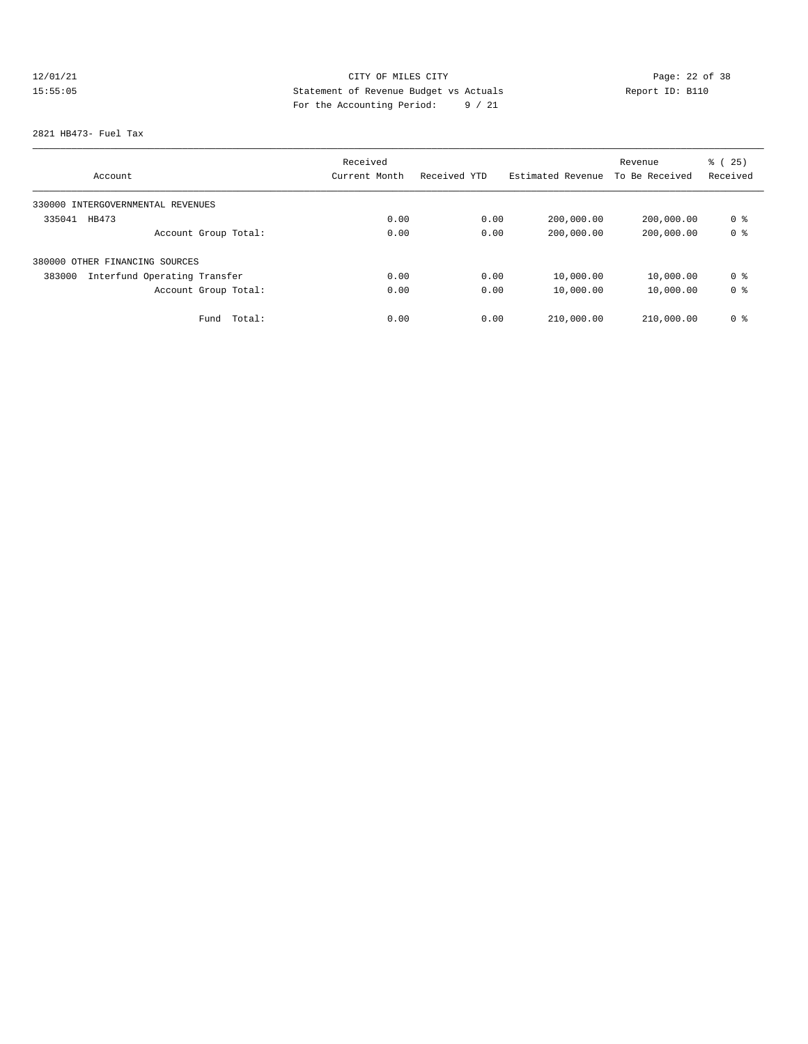CITY OF MILES CITY
Statement of Revenue Budget vs Actuals
For the Accounting Period: 9 / 21

12/01/21
15:55:05

Report ID: B110

2821 HB473- Fuel Tax

| Account | Received Current Month | Received YTD | Estimated Revenue | Revenue To Be Received | % ( 25) Received |
|---|---|---|---|---|---|
| 330000 INTERGOVERNMENTAL REVENUES | | | | | |
| 335041 HB473 | 0.00 | 0.00 | 200,000.00 | 200,000.00 | 0 % |
| Account Group Total: | 0.00 | 0.00 | 200,000.00 | 200,000.00 | 0 % |
| 380000 OTHER FINANCING SOURCES | | | | | |
| 383000 Interfund Operating Transfer | 0.00 | 0.00 | 10,000.00 | 10,000.00 | 0 % |
| Account Group Total: | 0.00 | 0.00 | 10,000.00 | 10,000.00 | 0 % |
| Fund Total: | 0.00 | 0.00 | 210,000.00 | 210,000.00 | 0 % |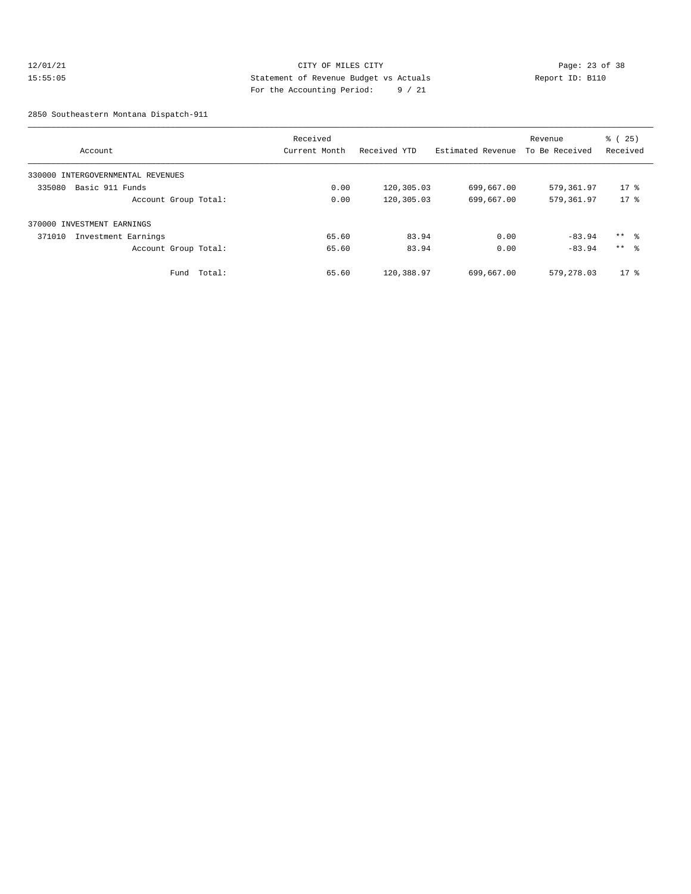CITY OF MILES CITY
Statement of Revenue Budget vs Actuals
For the Accounting Period: 9 / 21

12/01/21
15:55:05

Report ID: B110

2850 Southeastern Montana Dispatch-911

| Account | Received Current Month | Received YTD | Estimated Revenue | Revenue To Be Received | % ( 25) Received |
|---|---|---|---|---|---|
| 330000 INTERGOVERNMENTAL REVENUES | | | | | |
| 335080 Basic 911 Funds | 0.00 | 120,305.03 | 699,667.00 | 579,361.97 | 17 % |
| Account Group Total: | 0.00 | 120,305.03 | 699,667.00 | 579,361.97 | 17 % |
| 370000 INVESTMENT EARNINGS | | | | | |
| 371010 Investment Earnings | 65.60 | 83.94 | 0.00 | -83.94 | ** % |
| Account Group Total: | 65.60 | 83.94 | 0.00 | -83.94 | ** % |
| Fund Total: | 65.60 | 120,388.97 | 699,667.00 | 579,278.03 | 17 % |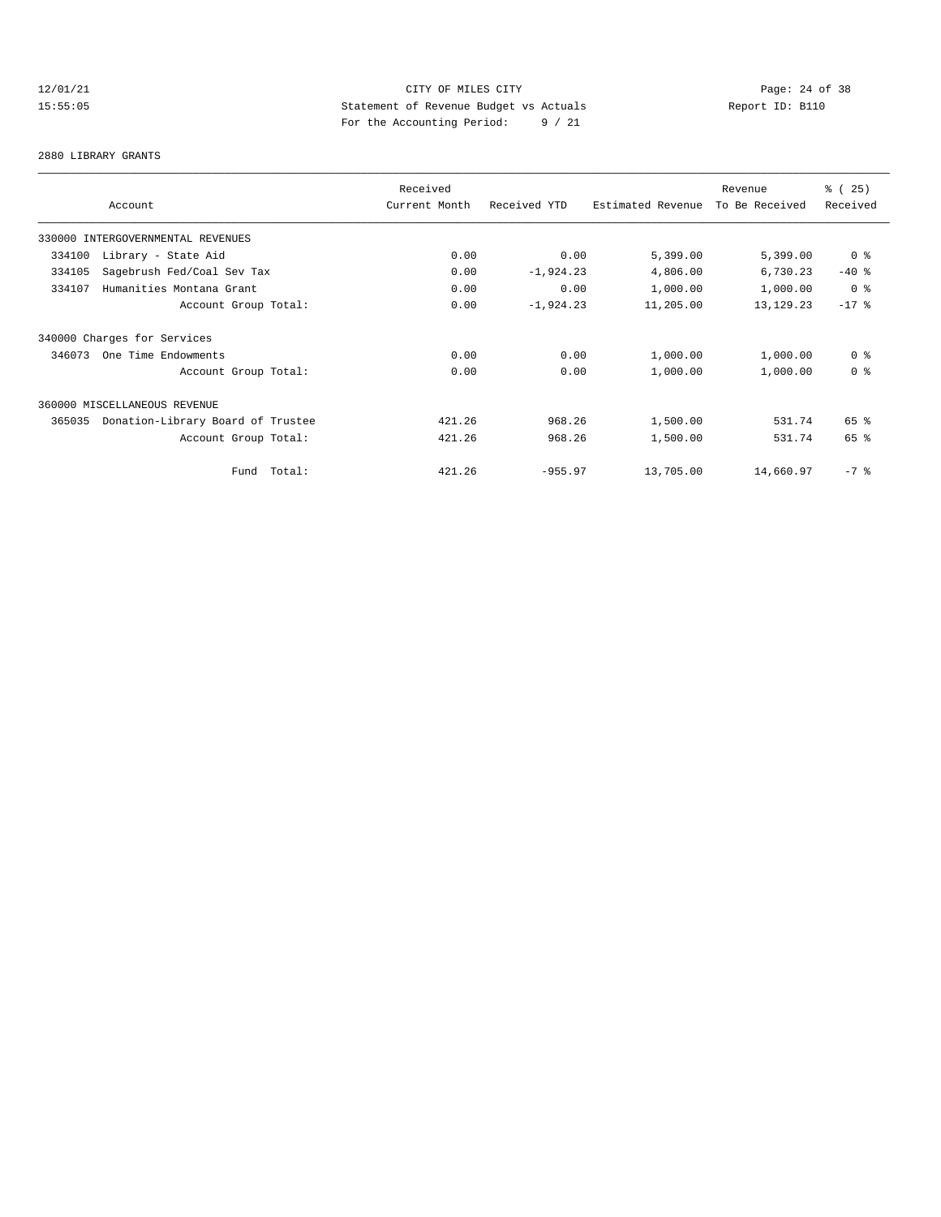12/01/21 CITY OF MILES CITY
15:55:05 Statement of Revenue Budget vs Actuals Report ID: B110
For the Accounting Period: 9 / 21

2880 LIBRARY GRANTS

| Account | Received Current Month | Received YTD | Estimated Revenue | Revenue To Be Received | % ( 25) Received |
|---|---|---|---|---|---|
| 330000 INTERGOVERNMENTAL REVENUES | | | | | |
| 334100 Library - State Aid | 0.00 | 0.00 | 5,399.00 | 5,399.00 | 0 % |
| 334105 Sagebrush Fed/Coal Sev Tax | 0.00 | -1,924.23 | 4,806.00 | 6,730.23 | -40 % |
| 334107 Humanities Montana Grant | 0.00 | 0.00 | 1,000.00 | 1,000.00 | 0 % |
| Account Group Total: | 0.00 | -1,924.23 | 11,205.00 | 13,129.23 | -17 % |
| 340000 Charges for Services | | | | | |
| 346073 One Time Endowments | 0.00 | 0.00 | 1,000.00 | 1,000.00 | 0 % |
| Account Group Total: | 0.00 | 0.00 | 1,000.00 | 1,000.00 | 0 % |
| 360000 MISCELLANEOUS REVENUE | | | | | |
| 365035 Donation-Library Board of Trustee | 421.26 | 968.26 | 1,500.00 | 531.74 | 65 % |
| Account Group Total: | 421.26 | 968.26 | 1,500.00 | 531.74 | 65 % |
| Fund Total: | 421.26 | -955.97 | 13,705.00 | 14,660.97 | -7 % |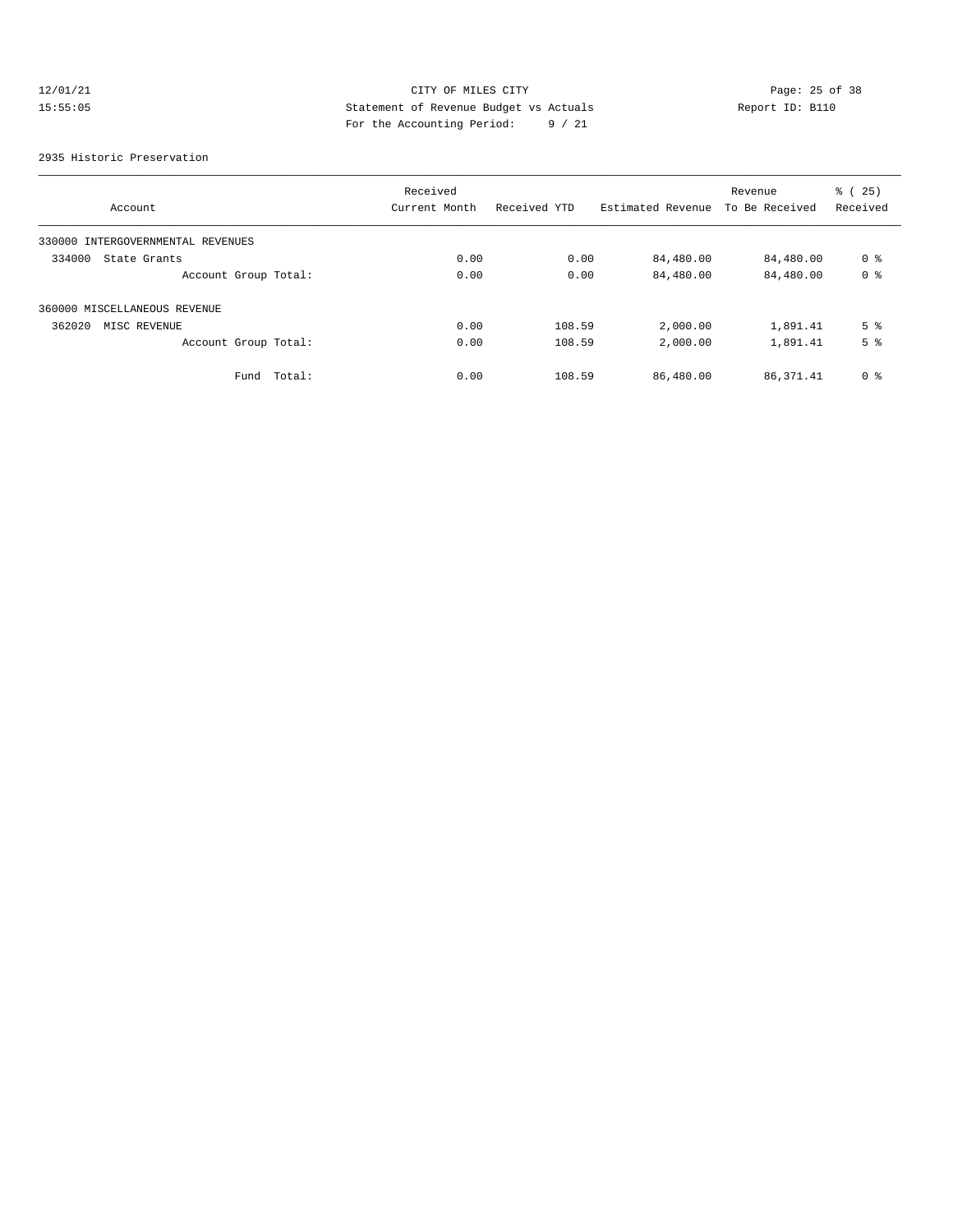12/01/21 CITY OF MILES CITY
15:55:05 Statement of Revenue Budget vs Actuals Report ID: B110
For the Accounting Period: 9 / 21

2935 Historic Preservation

| Account | Received Current Month | Received YTD | Estimated Revenue | Revenue To Be Received | % ( 25) Received |
|---|---|---|---|---|---|
| 330000 INTERGOVERNMENTAL REVENUES | | | | | |
| 334000 State Grants | 0.00 | 0.00 | 84,480.00 | 84,480.00 | 0 % |
| Account Group Total: | 0.00 | 0.00 | 84,480.00 | 84,480.00 | 0 % |
| 360000 MISCELLANEOUS REVENUE | | | | | |
| 362020 MISC REVENUE | 0.00 | 108.59 | 2,000.00 | 1,891.41 | 5 % |
| Account Group Total: | 0.00 | 108.59 | 2,000.00 | 1,891.41 | 5 % |
| Fund Total: | 0.00 | 108.59 | 86,480.00 | 86,371.41 | 0 % |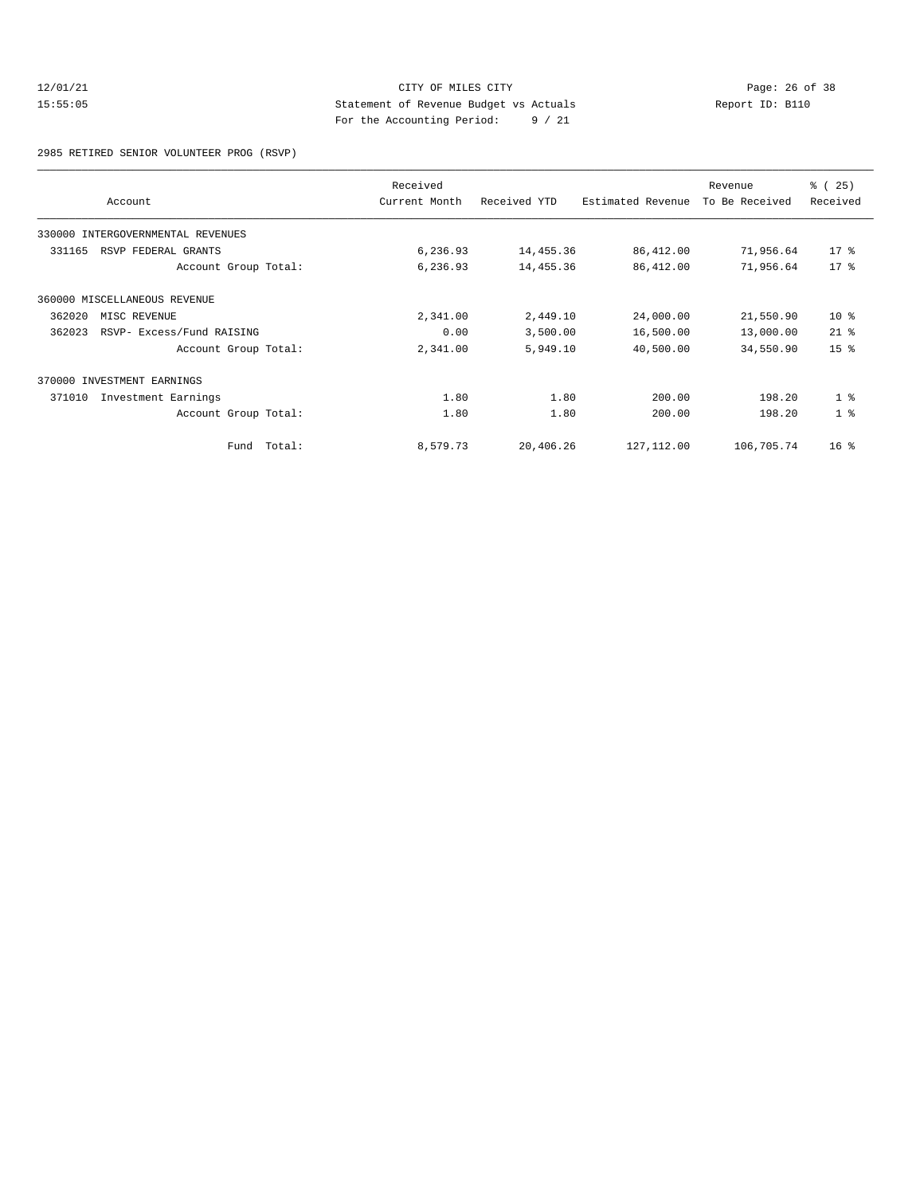12/01/21 CITY OF MILES CITY
15:55:05 Statement of Revenue Budget vs Actuals Report ID: B110
For the Accounting Period: 9 / 21

2985 RETIRED SENIOR VOLUNTEER PROG (RSVP)

| Account | Received Current Month | Received YTD | Estimated Revenue | Revenue To Be Received | % ( 25) Received |
|---|---|---|---|---|---|
| 330000 INTERGOVERNMENTAL REVENUES | | | | | |
| 331165 RSVP FEDERAL GRANTS | 6,236.93 | 14,455.36 | 86,412.00 | 71,956.64 | 17 % |
| Account Group Total: | 6,236.93 | 14,455.36 | 86,412.00 | 71,956.64 | 17 % |
| 360000 MISCELLANEOUS REVENUE | | | | | |
| 362020 MISC REVENUE | 2,341.00 | 2,449.10 | 24,000.00 | 21,550.90 | 10 % |
| 362023 RSVP- Excess/Fund RAISING | 0.00 | 3,500.00 | 16,500.00 | 13,000.00 | 21 % |
| Account Group Total: | 2,341.00 | 5,949.10 | 40,500.00 | 34,550.90 | 15 % |
| 370000 INVESTMENT EARNINGS | | | | | |
| 371010 Investment Earnings | 1.80 | 1.80 | 200.00 | 198.20 | 1 % |
| Account Group Total: | 1.80 | 1.80 | 200.00 | 198.20 | 1 % |
| Fund Total: | 8,579.73 | 20,406.26 | 127,112.00 | 106,705.74 | 16 % |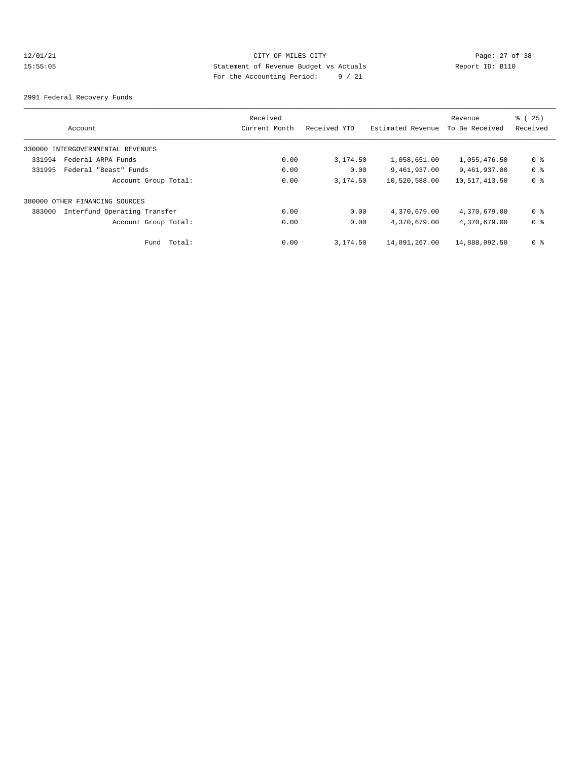12/01/21 CITY OF MILES CITY

15:55:05 Statement of Revenue Budget vs Actuals Report ID: B110

For the Accounting Period: 9 / 21

2991 Federal Recovery Funds

| Account | Received Current Month | Received YTD | Estimated Revenue | Revenue To Be Received | % ( 25) Received |
|---|---|---|---|---|---|
| 330000 INTERGOVERNMENTAL REVENUES | | | | | |
| 331994 Federal ARPA Funds | 0.00 | 3,174.50 | 1,058,651.00 | 1,055,476.50 | 0 % |
| 331995 Federal "Beast" Funds | 0.00 | 0.00 | 9,461,937.00 | 9,461,937.00 | 0 % |
| Account Group Total: | 0.00 | 3,174.50 | 10,520,588.00 | 10,517,413.50 | 0 % |
| 380000 OTHER FINANCING SOURCES | | | | | |
| 383000 Interfund Operating Transfer | 0.00 | 0.00 | 4,370,679.00 | 4,370,679.00 | 0 % |
| Account Group Total: | 0.00 | 0.00 | 4,370,679.00 | 4,370,679.00 | 0 % |
| Fund Total: | 0.00 | 3,174.50 | 14,891,267.00 | 14,888,092.50 | 0 % |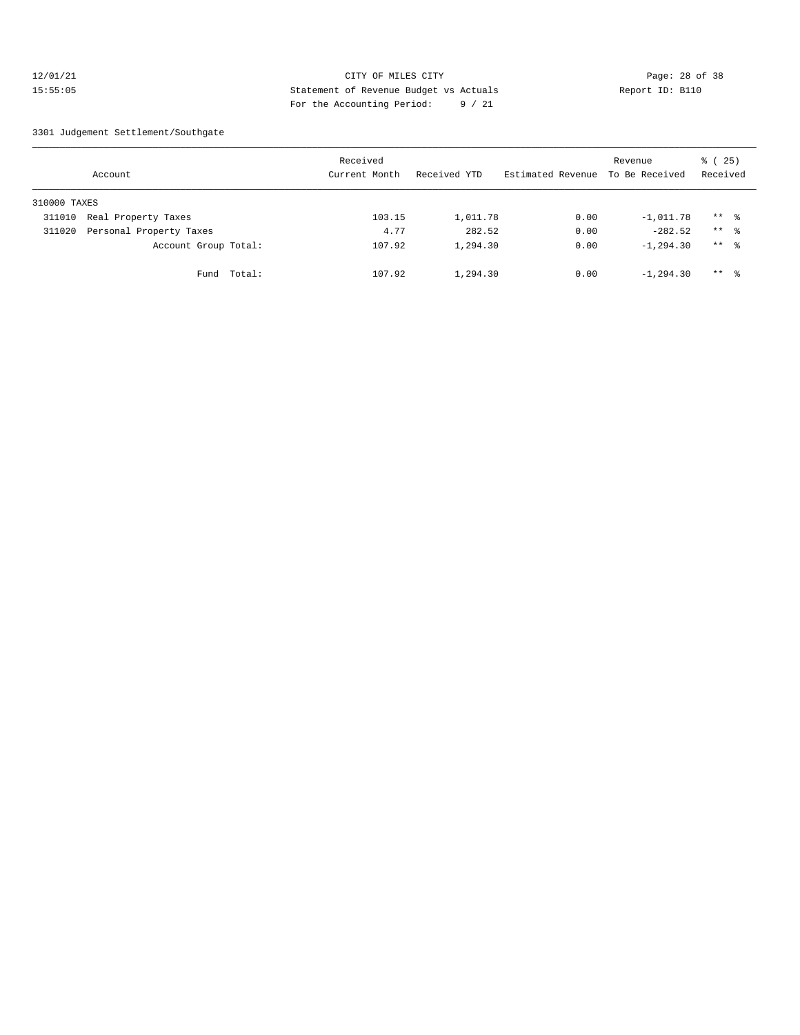CITY OF MILES CITY

Statement of Revenue Budget vs Actuals

For the Accounting Period: 9 / 21

12/01/21
15:55:05

Report ID: B110

3301 Judgement Settlement/Southgate

| Account | Received Current Month | Received YTD | Estimated Revenue | Revenue To Be Received | % ( 25) Received |
|---|---|---|---|---|---|
| 310000 TAXES | | | | | |
| 311010 Real Property Taxes | 103.15 | 1,011.78 | 0.00 | -1,011.78 | ** % |
| 311020 Personal Property Taxes | 4.77 | 282.52 | 0.00 | -282.52 | ** % |
| Account Group Total: | 107.92 | 1,294.30 | 0.00 | -1,294.30 | ** % |
| Fund Total: | 107.92 | 1,294.30 | 0.00 | -1,294.30 | ** % |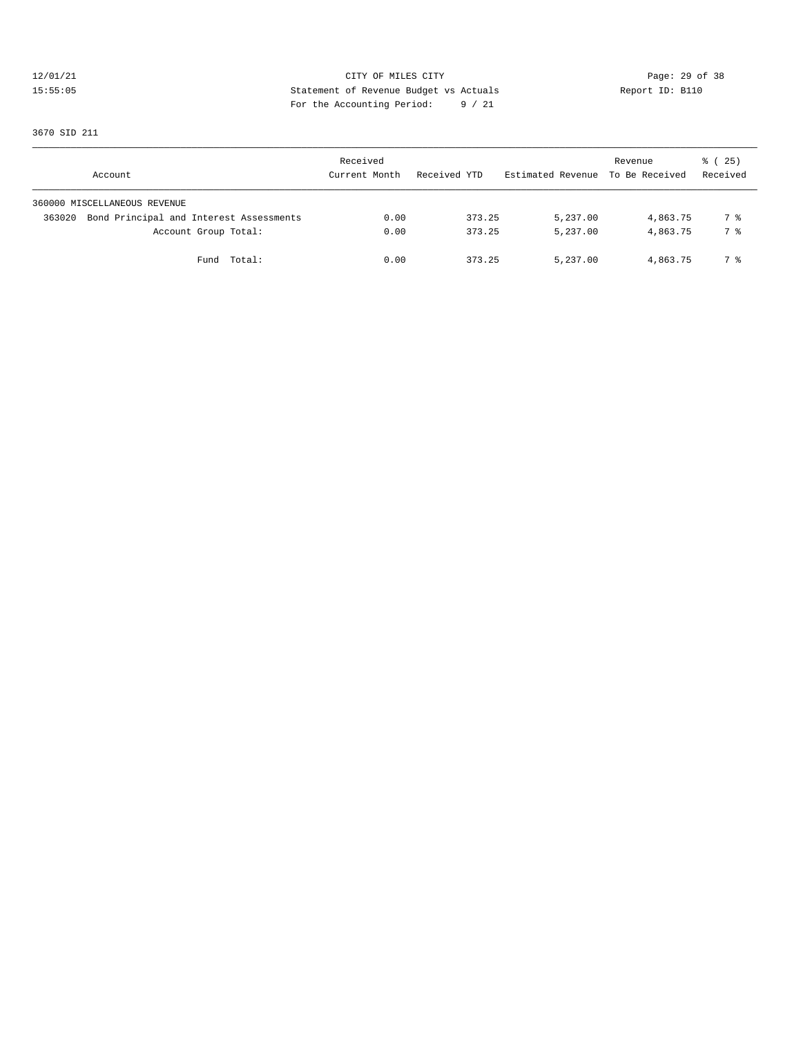12/01/21 CITY OF MILES CITY
15:55:05 Statement of Revenue Budget vs Actuals Report ID: B110
For the Accounting Period: 9 / 21

3670 SID 211

| Account | Received Current Month | Received YTD | Estimated Revenue | Revenue To Be Received | % ( 25) Received |
|---|---|---|---|---|---|
| 360000 MISCELLANEOUS REVENUE | | | | | |
| 363020 Bond Principal and Interest Assessments | 0.00 | 373.25 | 5,237.00 | 4,863.75 | 7 % |
| Account Group Total: | 0.00 | 373.25 | 5,237.00 | 4,863.75 | 7 % |
| Fund Total: | 0.00 | 373.25 | 5,237.00 | 4,863.75 | 7 % |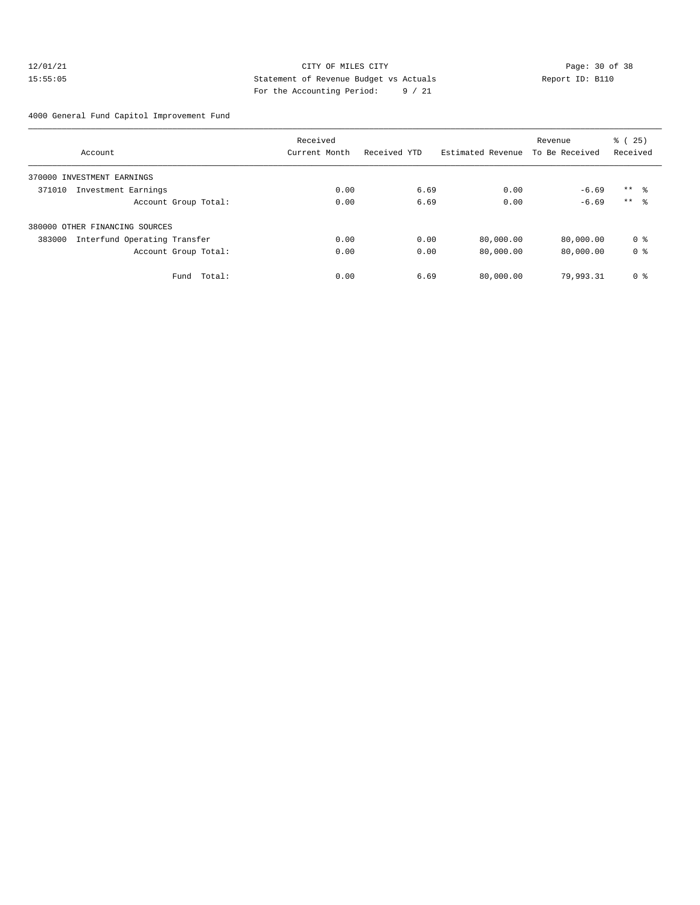CITY OF MILES CITY
Statement of Revenue Budget vs Actuals
For the Accounting Period: 9 / 21

12/01/21
15:55:05

Report ID: B110

4000 General Fund Capitol Improvement Fund

| Account | Received Current Month | Received YTD | Estimated Revenue | Revenue To Be Received | % ( 25) Received |
|---|---|---|---|---|---|
| 370000 INVESTMENT EARNINGS | | | | | |
| 371010 Investment Earnings | 0.00 | 6.69 | 0.00 | -6.69 | ** % |
| Account Group Total: | 0.00 | 6.69 | 0.00 | -6.69 | ** % |
| 380000 OTHER FINANCING SOURCES | | | | | |
| 383000 Interfund Operating Transfer | 0.00 | 0.00 | 80,000.00 | 80,000.00 | 0 % |
| Account Group Total: | 0.00 | 0.00 | 80,000.00 | 80,000.00 | 0 % |
| Fund Total: | 0.00 | 6.69 | 80,000.00 | 79,993.31 | 0 % |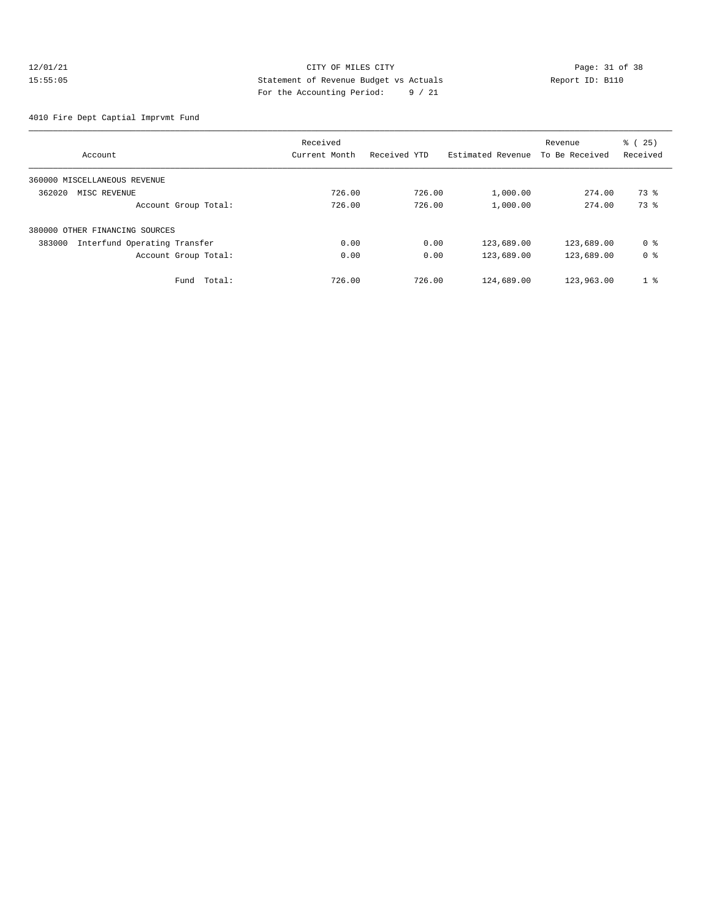12/01/21 CITY OF MILES CITY
15:55:05 Statement of Revenue Budget vs Actuals Report ID: B110
For the Accounting Period: 9 / 21

4010 Fire Dept Captial Imprvmt Fund

| Account | Received Current Month | Received YTD | Estimated Revenue | Revenue To Be Received | % ( 25) Received |
|---|---|---|---|---|---|
| 360000 MISCELLANEOUS REVENUE | | | | | |
| 362020 MISC REVENUE | 726.00 | 726.00 | 1,000.00 | 274.00 | 73 % |
| Account Group Total: | 726.00 | 726.00 | 1,000.00 | 274.00 | 73 % |
| 380000 OTHER FINANCING SOURCES | | | | | |
| 383000 Interfund Operating Transfer | 0.00 | 0.00 | 123,689.00 | 123,689.00 | 0 % |
| Account Group Total: | 0.00 | 0.00 | 123,689.00 | 123,689.00 | 0 % |
| Fund Total: | 726.00 | 726.00 | 124,689.00 | 123,963.00 | 1 % |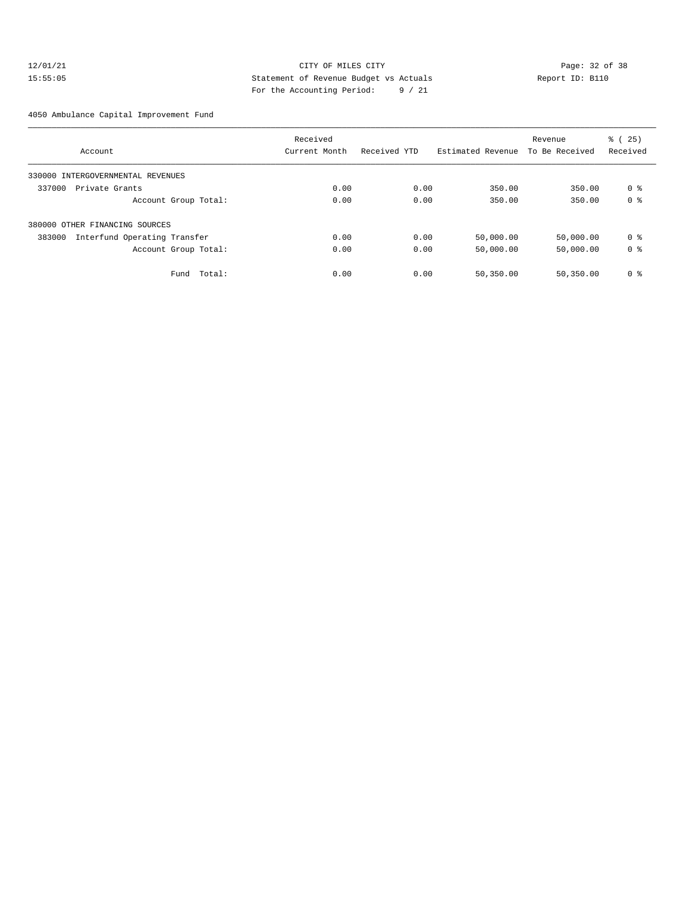12/01/21 CITY OF MILES CITY
15:55:05 Statement of Revenue Budget vs Actuals Report ID: B110
For the Accounting Period: 9 / 21

4050 Ambulance Capital Improvement Fund

| Account | Received Current Month | Received YTD | Estimated Revenue | Revenue To Be Received | % ( 25) Received |
|---|---|---|---|---|---|
| 330000 INTERGOVERNMENTAL REVENUES | | | | | |
| 337000 Private Grants | 0.00 | 0.00 | 350.00 | 350.00 | 0 % |
| Account Group Total: | 0.00 | 0.00 | 350.00 | 350.00 | 0 % |
| 380000 OTHER FINANCING SOURCES | | | | | |
| 383000 Interfund Operating Transfer | 0.00 | 0.00 | 50,000.00 | 50,000.00 | 0 % |
| Account Group Total: | 0.00 | 0.00 | 50,000.00 | 50,000.00 | 0 % |
| Fund Total: | 0.00 | 0.00 | 50,350.00 | 50,350.00 | 0 % |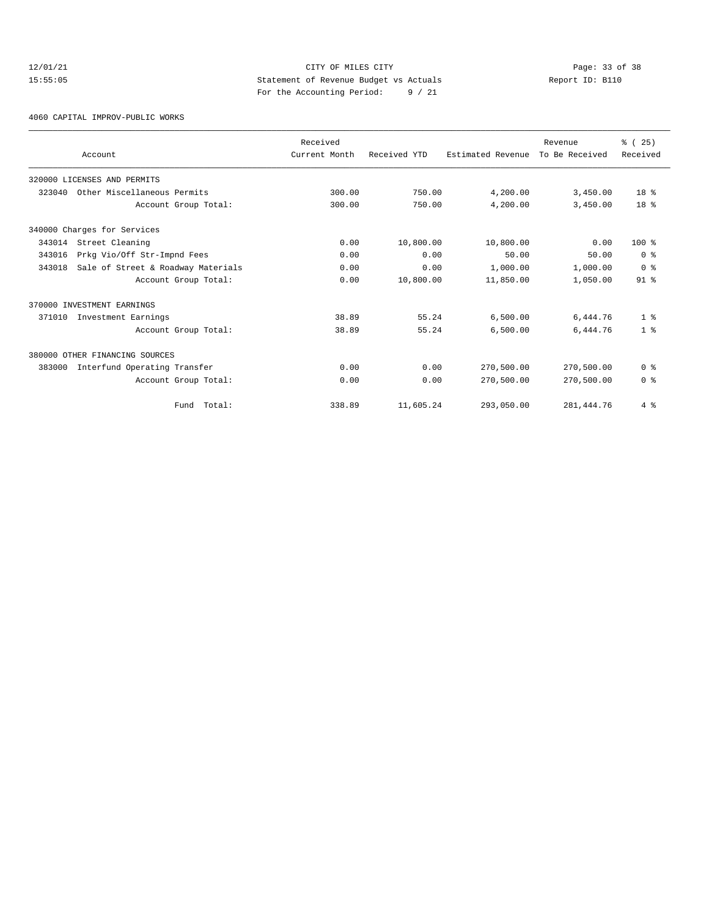12/01/21 CITY OF MILES CITY
15:55:05 Statement of Revenue Budget vs Actuals Report ID: B110
For the Accounting Period: 9 / 21

4060 CAPITAL IMPROV-PUBLIC WORKS

| Account | Received Current Month | Received YTD | Estimated Revenue | Revenue To Be Received | % ( 25) Received |
|---|---|---|---|---|---|
| 320000 LICENSES AND PERMITS | | | | | |
| 323040 Other Miscellaneous Permits | 300.00 | 750.00 | 4,200.00 | 3,450.00 | 18 % |
| Account Group Total: | 300.00 | 750.00 | 4,200.00 | 3,450.00 | 18 % |
| 340000 Charges for Services | | | | | |
| 343014 Street Cleaning | 0.00 | 10,800.00 | 10,800.00 | 0.00 | 100 % |
| 343016 Prkg Vio/Off Str-Impnd Fees | 0.00 | 0.00 | 50.00 | 50.00 | 0 % |
| 343018 Sale of Street & Roadway Materials | 0.00 | 0.00 | 1,000.00 | 1,000.00 | 0 % |
| Account Group Total: | 0.00 | 10,800.00 | 11,850.00 | 1,050.00 | 91 % |
| 370000 INVESTMENT EARNINGS | | | | | |
| 371010 Investment Earnings | 38.89 | 55.24 | 6,500.00 | 6,444.76 | 1 % |
| Account Group Total: | 38.89 | 55.24 | 6,500.00 | 6,444.76 | 1 % |
| 380000 OTHER FINANCING SOURCES | | | | | |
| 383000 Interfund Operating Transfer | 0.00 | 0.00 | 270,500.00 | 270,500.00 | 0 % |
| Account Group Total: | 0.00 | 0.00 | 270,500.00 | 270,500.00 | 0 % |
| Fund Total: | 338.89 | 11,605.24 | 293,050.00 | 281,444.76 | 4 % |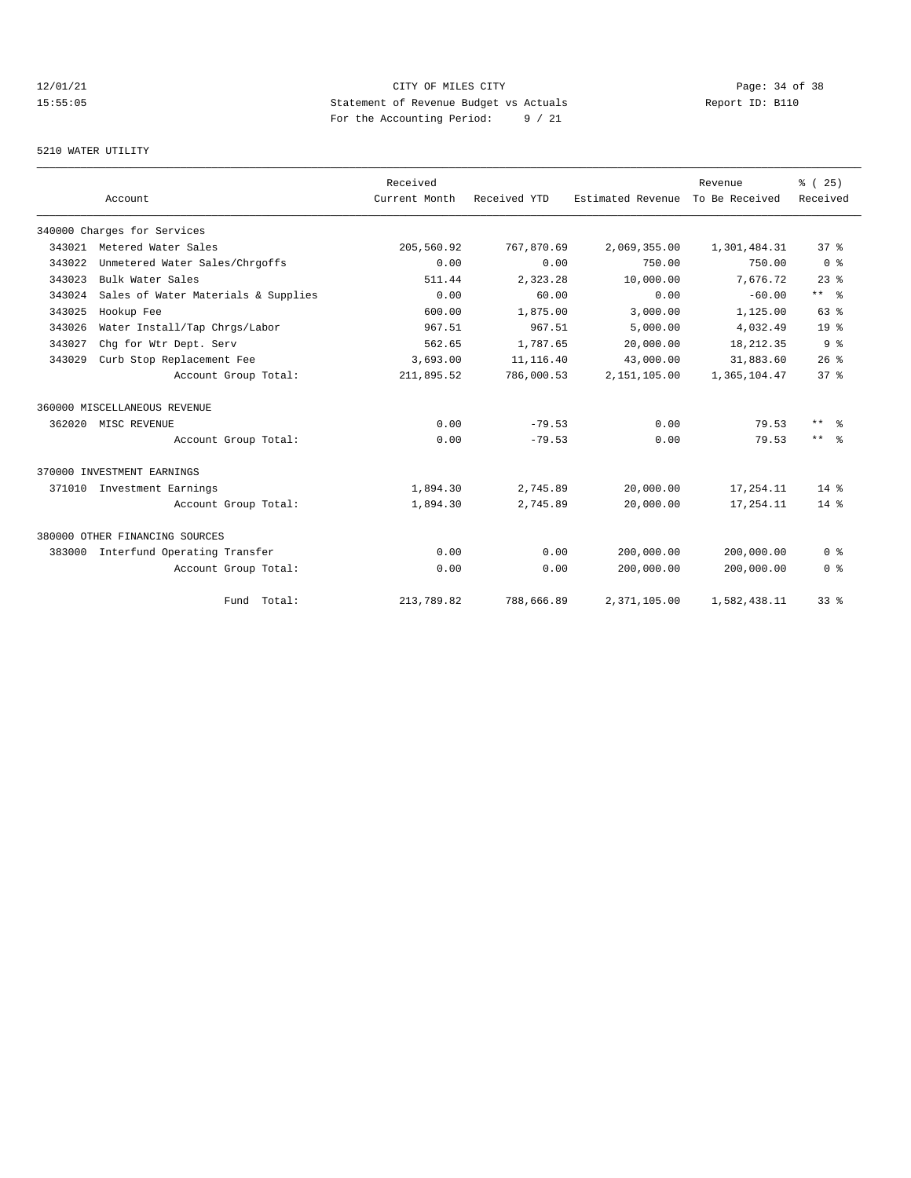CITY OF MILES CITY
Statement of Revenue Budget vs Actuals
For the Accounting Period: 9 / 21

12/01/21
15:55:05

Report ID: B110

5210 WATER UTILITY

| Account | | Received Current Month | Received YTD | Estimated Revenue | Revenue To Be Received | % ( 25) Received |
|---|---|---|---|---|---|---|
| 340000 Charges for Services | | | | | | |
| 343021 | Metered Water Sales | 205,560.92 | 767,870.69 | 2,069,355.00 | 1,301,484.31 | 37 % |
| 343022 | Unmetered Water Sales/Chrgoffs | 0.00 | 0.00 | 750.00 | 750.00 | 0 % |
| 343023 | Bulk Water Sales | 511.44 | 2,323.28 | 10,000.00 | 7,676.72 | 23 % |
| 343024 | Sales of Water Materials & Supplies | 0.00 | 60.00 | 0.00 | -60.00 | ** % |
| 343025 | Hookup Fee | 600.00 | 1,875.00 | 3,000.00 | 1,125.00 | 63 % |
| 343026 | Water Install/Tap Chrgs/Labor | 967.51 | 967.51 | 5,000.00 | 4,032.49 | 19 % |
| 343027 | Chg for Wtr Dept. Serv | 562.65 | 1,787.65 | 20,000.00 | 18,212.35 | 9 % |
| 343029 | Curb Stop Replacement Fee | 3,693.00 | 11,116.40 | 43,000.00 | 31,883.60 | 26 % |
| | Account Group Total: | 211,895.52 | 786,000.53 | 2,151,105.00 | 1,365,104.47 | 37 % |
| 360000 MISCELLANEOUS REVENUE | | | | | | |
| 362020 | MISC REVENUE | 0.00 | -79.53 | 0.00 | 79.53 | ** % |
| | Account Group Total: | 0.00 | -79.53 | 0.00 | 79.53 | ** % |
| 370000 INVESTMENT EARNINGS | | | | | | |
| 371010 | Investment Earnings | 1,894.30 | 2,745.89 | 20,000.00 | 17,254.11 | 14 % |
| | Account Group Total: | 1,894.30 | 2,745.89 | 20,000.00 | 17,254.11 | 14 % |
| 380000 OTHER FINANCING SOURCES | | | | | | |
| 383000 | Interfund Operating Transfer | 0.00 | 0.00 | 200,000.00 | 200,000.00 | 0 % |
| | Account Group Total: | 0.00 | 0.00 | 200,000.00 | 200,000.00 | 0 % |
| | Fund Total: | 213,789.82 | 788,666.89 | 2,371,105.00 | 1,582,438.11 | 33 % |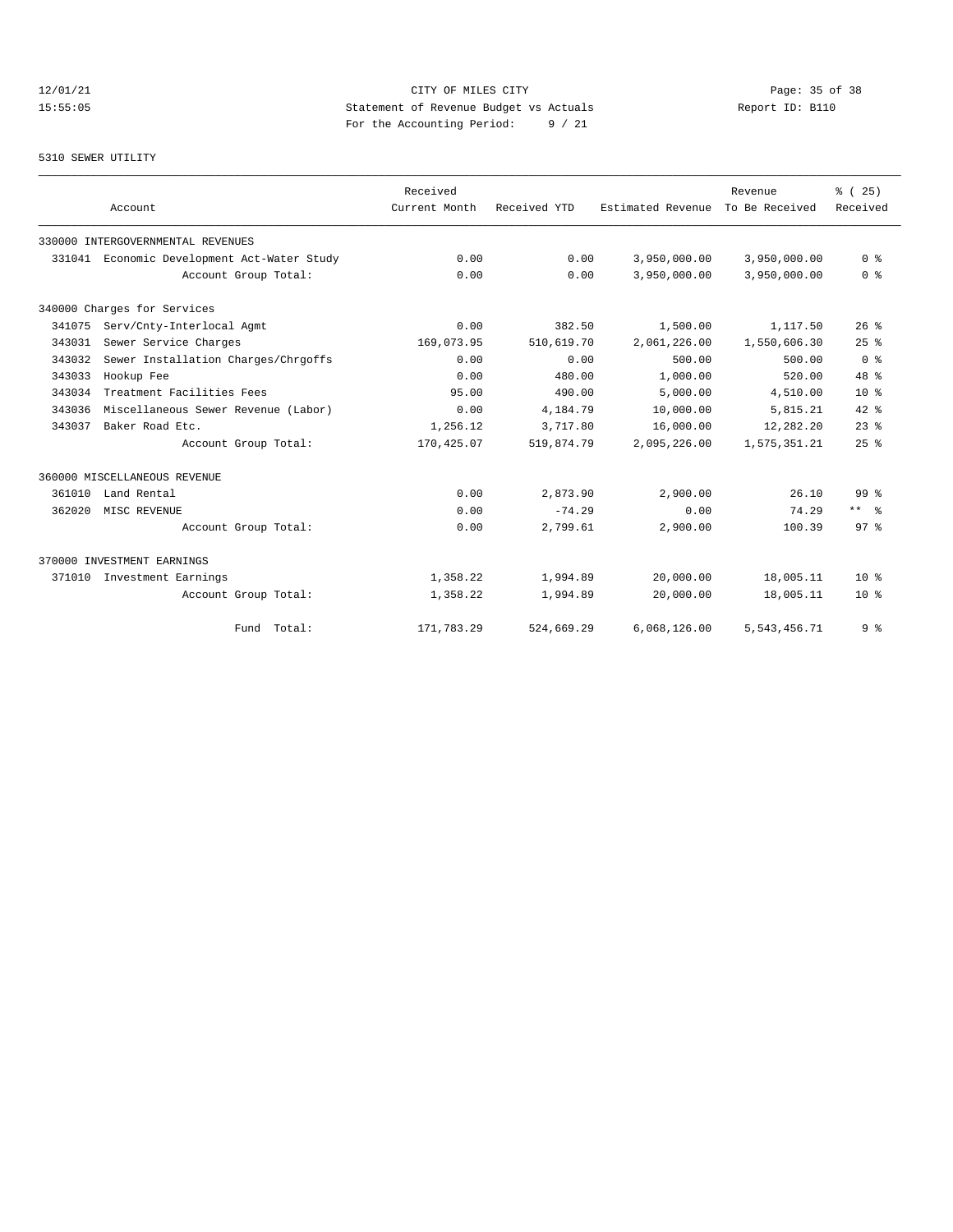CITY OF MILES CITY
Statement of Revenue Budget vs Actuals
For the Accounting Period: 9 / 21

12/01/21
15:55:05

Report ID: B110

5310 SEWER UTILITY

| Account | | Received Current Month | Received YTD | Estimated Revenue | Revenue To Be Received | % ( 25) Received |
|---|---|---|---|---|---|---|
| 330000 INTERGOVERNMENTAL REVENUES | | | | | | |
| 331041 | Economic Development Act-Water Study | 0.00 | 0.00 | 3,950,000.00 | 3,950,000.00 | 0 % |
| | Account Group Total: | 0.00 | 0.00 | 3,950,000.00 | 3,950,000.00 | 0 % |
| 340000 Charges for Services | | | | | | |
| 341075 | Serv/Cnty-Interlocal Agmt | 0.00 | 382.50 | 1,500.00 | 1,117.50 | 26 % |
| 343031 | Sewer Service Charges | 169,073.95 | 510,619.70 | 2,061,226.00 | 1,550,606.30 | 25 % |
| 343032 | Sewer Installation Charges/Chrgoffs | 0.00 | 0.00 | 500.00 | 500.00 | 0 % |
| 343033 | Hookup Fee | 0.00 | 480.00 | 1,000.00 | 520.00 | 48 % |
| 343034 | Treatment Facilities Fees | 95.00 | 490.00 | 5,000.00 | 4,510.00 | 10 % |
| 343036 | Miscellaneous Sewer Revenue (Labor) | 0.00 | 4,184.79 | 10,000.00 | 5,815.21 | 42 % |
| 343037 | Baker Road Etc. | 1,256.12 | 3,717.80 | 16,000.00 | 12,282.20 | 23 % |
| | Account Group Total: | 170,425.07 | 519,874.79 | 2,095,226.00 | 1,575,351.21 | 25 % |
| 360000 MISCELLANEOUS REVENUE | | | | | | |
| 361010 | Land Rental | 0.00 | 2,873.90 | 2,900.00 | 26.10 | 99 % |
| 362020 | MISC REVENUE | 0.00 | -74.29 | 0.00 | 74.29 | ** % |
| | Account Group Total: | 0.00 | 2,799.61 | 2,900.00 | 100.39 | 97 % |
| 370000 INVESTMENT EARNINGS | | | | | | |
| 371010 | Investment Earnings | 1,358.22 | 1,994.89 | 20,000.00 | 18,005.11 | 10 % |
| | Account Group Total: | 1,358.22 | 1,994.89 | 20,000.00 | 18,005.11 | 10 % |
| | Fund Total: | 171,783.29 | 524,669.29 | 6,068,126.00 | 5,543,456.71 | 9 % |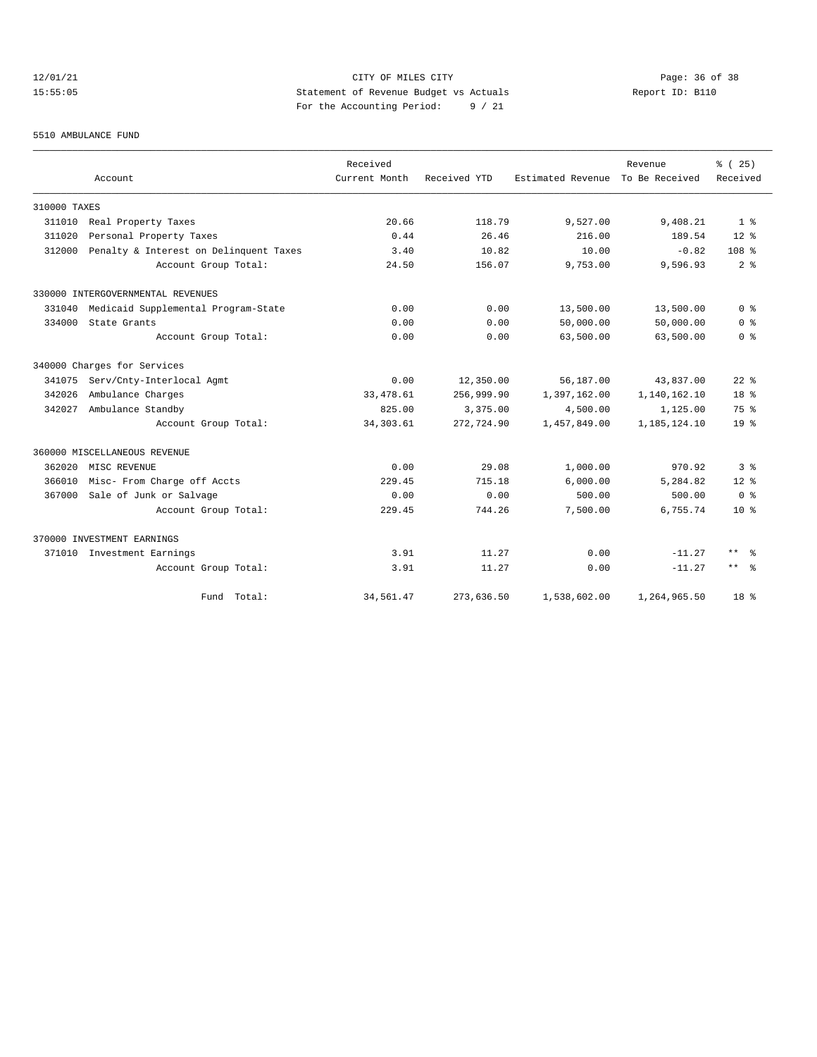12/01/21 CITY OF MILES CITY

15:55:05 Statement of Revenue Budget vs Actuals Report ID: B110

For the Accounting Period: 9 / 21

5510 AMBULANCE FUND

| Account | | Received Current Month | Received YTD | Estimated Revenue | Revenue To Be Received | % ( 25) Received |
|---|---|---|---|---|---|---|
| 310000 TAXES | | | | | | |
| 311010 | Real Property Taxes | 20.66 | 118.79 | 9,527.00 | 9,408.21 | 1 % |
| 311020 | Personal Property Taxes | 0.44 | 26.46 | 216.00 | 189.54 | 12 % |
| 312000 | Penalty & Interest on Delinquent Taxes | 3.40 | 10.82 | 10.00 | -0.82 | 108 % |
| | Account Group Total: | 24.50 | 156.07 | 9,753.00 | 9,596.93 | 2 % |
| 330000 INTERGOVERNMENTAL REVENUES | | | | | | |
| 331040 | Medicaid Supplemental Program-State | 0.00 | 0.00 | 13,500.00 | 13,500.00 | 0 % |
| 334000 | State Grants | 0.00 | 0.00 | 50,000.00 | 50,000.00 | 0 % |
| | Account Group Total: | 0.00 | 0.00 | 63,500.00 | 63,500.00 | 0 % |
| 340000 Charges for Services | | | | | | |
| 341075 | Serv/Cnty-Interlocal Agmt | 0.00 | 12,350.00 | 56,187.00 | 43,837.00 | 22 % |
| 342026 | Ambulance Charges | 33,478.61 | 256,999.90 | 1,397,162.00 | 1,140,162.10 | 18 % |
| 342027 | Ambulance Standby | 825.00 | 3,375.00 | 4,500.00 | 1,125.00 | 75 % |
| | Account Group Total: | 34,303.61 | 272,724.90 | 1,457,849.00 | 1,185,124.10 | 19 % |
| 360000 MISCELLANEOUS REVENUE | | | | | | |
| 362020 | MISC REVENUE | 0.00 | 29.08 | 1,000.00 | 970.92 | 3 % |
| 366010 | Misc- From Charge off Accts | 229.45 | 715.18 | 6,000.00 | 5,284.82 | 12 % |
| 367000 | Sale of Junk or Salvage | 0.00 | 0.00 | 500.00 | 500.00 | 0 % |
| | Account Group Total: | 229.45 | 744.26 | 7,500.00 | 6,755.74 | 10 % |
| 370000 INVESTMENT EARNINGS | | | | | | |
| 371010 | Investment Earnings | 3.91 | 11.27 | 0.00 | -11.27 | ** % |
| | Account Group Total: | 3.91 | 11.27 | 0.00 | -11.27 | ** % |
| | Fund Total: | 34,561.47 | 273,636.50 | 1,538,602.00 | 1,264,965.50 | 18 % |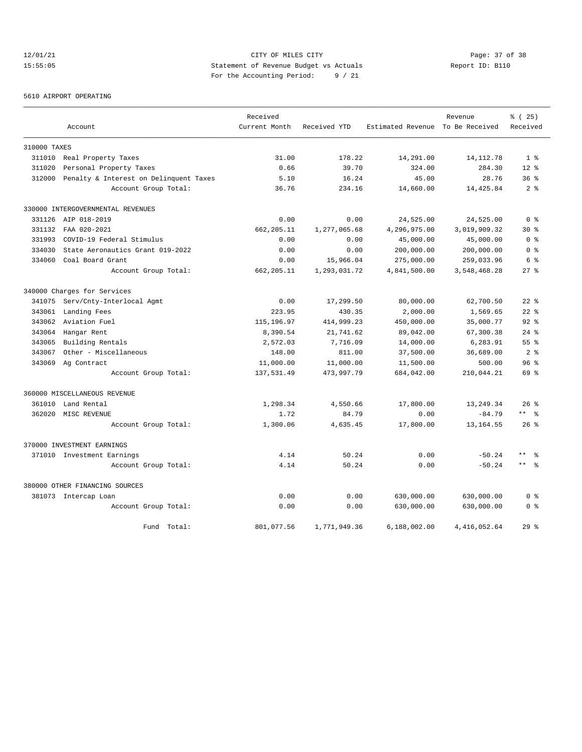12/01/21 CITY OF MILES CITY
15:55:05 Statement of Revenue Budget vs Actuals Report ID: B110
For the Accounting Period: 9 / 21

5610 AIRPORT OPERATING

| Account | | Received Current Month | Received YTD | Estimated Revenue | Revenue To Be Received | % ( 25) Received |
|---|---|---|---|---|---|---|
| 310000 TAXES | | | | | | |
| 311010 | Real Property Taxes | 31.00 | 178.22 | 14,291.00 | 14,112.78 | 1 % |
| 311020 | Personal Property Taxes | 0.66 | 39.70 | 324.00 | 284.30 | 12 % |
| 312000 | Penalty & Interest on Delinquent Taxes | 5.10 | 16.24 | 45.00 | 28.76 | 36 % |
| | Account Group Total: | 36.76 | 234.16 | 14,660.00 | 14,425.84 | 2 % |
| 330000 INTERGOVERNMENTAL REVENUES | | | | | | |
| 331126 | AIP 018-2019 | 0.00 | 0.00 | 24,525.00 | 24,525.00 | 0 % |
| 331132 | FAA 020-2021 | 662,205.11 | 1,277,065.68 | 4,296,975.00 | 3,019,909.32 | 30 % |
| 331993 | COVID-19 Federal Stimulus | 0.00 | 0.00 | 45,000.00 | 45,000.00 | 0 % |
| 334030 | State Aeronautics Grant 019-2022 | 0.00 | 0.00 | 200,000.00 | 200,000.00 | 0 % |
| 334060 | Coal Board Grant | 0.00 | 15,966.04 | 275,000.00 | 259,033.96 | 6 % |
| | Account Group Total: | 662,205.11 | 1,293,031.72 | 4,841,500.00 | 3,548,468.28 | 27 % |
| 340000 Charges for Services | | | | | | |
| 341075 | Serv/Cnty-Interlocal Agmt | 0.00 | 17,299.50 | 80,000.00 | 62,700.50 | 22 % |
| 343061 | Landing Fees | 223.95 | 430.35 | 2,000.00 | 1,569.65 | 22 % |
| 343062 | Aviation Fuel | 115,196.97 | 414,999.23 | 450,000.00 | 35,000.77 | 92 % |
| 343064 | Hangar Rent | 8,390.54 | 21,741.62 | 89,042.00 | 67,300.38 | 24 % |
| 343065 | Building Rentals | 2,572.03 | 7,716.09 | 14,000.00 | 6,283.91 | 55 % |
| 343067 | Other - Miscellaneous | 148.00 | 811.00 | 37,500.00 | 36,689.00 | 2 % |
| 343069 | Ag Contract | 11,000.00 | 11,000.00 | 11,500.00 | 500.00 | 96 % |
| | Account Group Total: | 137,531.49 | 473,997.79 | 684,042.00 | 210,044.21 | 69 % |
| 360000 MISCELLANEOUS REVENUE | | | | | | |
| 361010 | Land Rental | 1,298.34 | 4,550.66 | 17,800.00 | 13,249.34 | 26 % |
| 362020 | MISC REVENUE | 1.72 | 84.79 | 0.00 | -84.79 | ** % |
| | Account Group Total: | 1,300.06 | 4,635.45 | 17,800.00 | 13,164.55 | 26 % |
| 370000 INVESTMENT EARNINGS | | | | | | |
| 371010 | Investment Earnings | 4.14 | 50.24 | 0.00 | -50.24 | ** % |
| | Account Group Total: | 4.14 | 50.24 | 0.00 | -50.24 | ** % |
| 380000 OTHER FINANCING SOURCES | | | | | | |
| 381073 | Intercap Loan | 0.00 | 0.00 | 630,000.00 | 630,000.00 | 0 % |
| | Account Group Total: | 0.00 | 0.00 | 630,000.00 | 630,000.00 | 0 % |
| | Fund Total: | 801,077.56 | 1,771,949.36 | 6,188,002.00 | 4,416,052.64 | 29 % |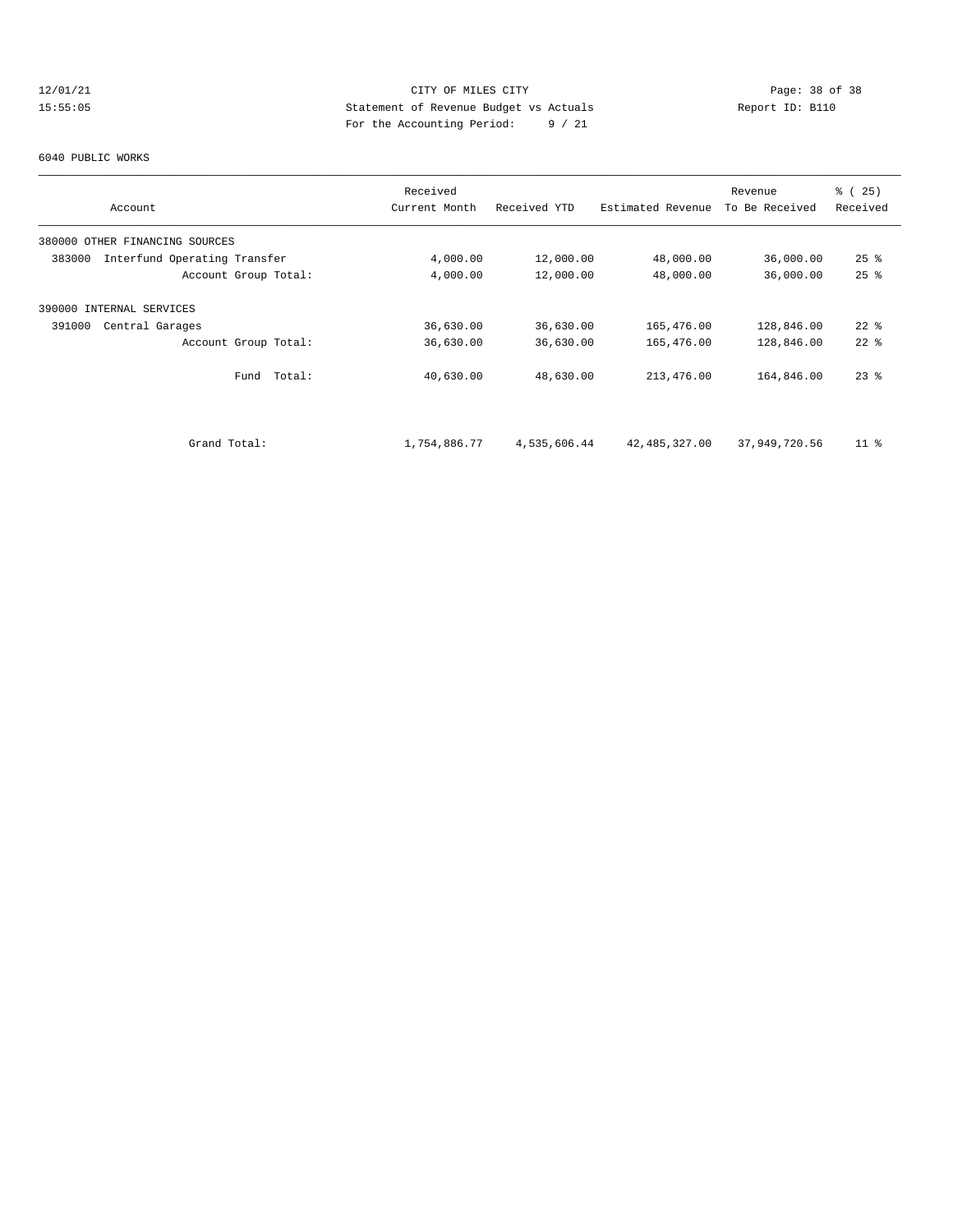CITY OF MILES CITY
Statement of Revenue Budget vs Actuals
For the Accounting Period: 9 / 21

12/01/21
15:55:05

Report ID: B110

6040 PUBLIC WORKS

| Account | Received Current Month | Received YTD | Estimated Revenue | Revenue To Be Received | % ( 25) Received |
|---|---|---|---|---|---|
| 380000 OTHER FINANCING SOURCES | | | | | |
| 383000 Interfund Operating Transfer | 4,000.00 | 12,000.00 | 48,000.00 | 36,000.00 | 25 % |
| Account Group Total: | 4,000.00 | 12,000.00 | 48,000.00 | 36,000.00 | 25 % |
| 390000 INTERNAL SERVICES | | | | | |
| 391000 Central Garages | 36,630.00 | 36,630.00 | 165,476.00 | 128,846.00 | 22 % |
| Account Group Total: | 36,630.00 | 36,630.00 | 165,476.00 | 128,846.00 | 22 % |
| Fund Total: | 40,630.00 | 48,630.00 | 213,476.00 | 164,846.00 | 23 % |
| Grand Total: | 1,754,886.77 | 4,535,606.44 | 42,485,327.00 | 37,949,720.56 | 11 % |